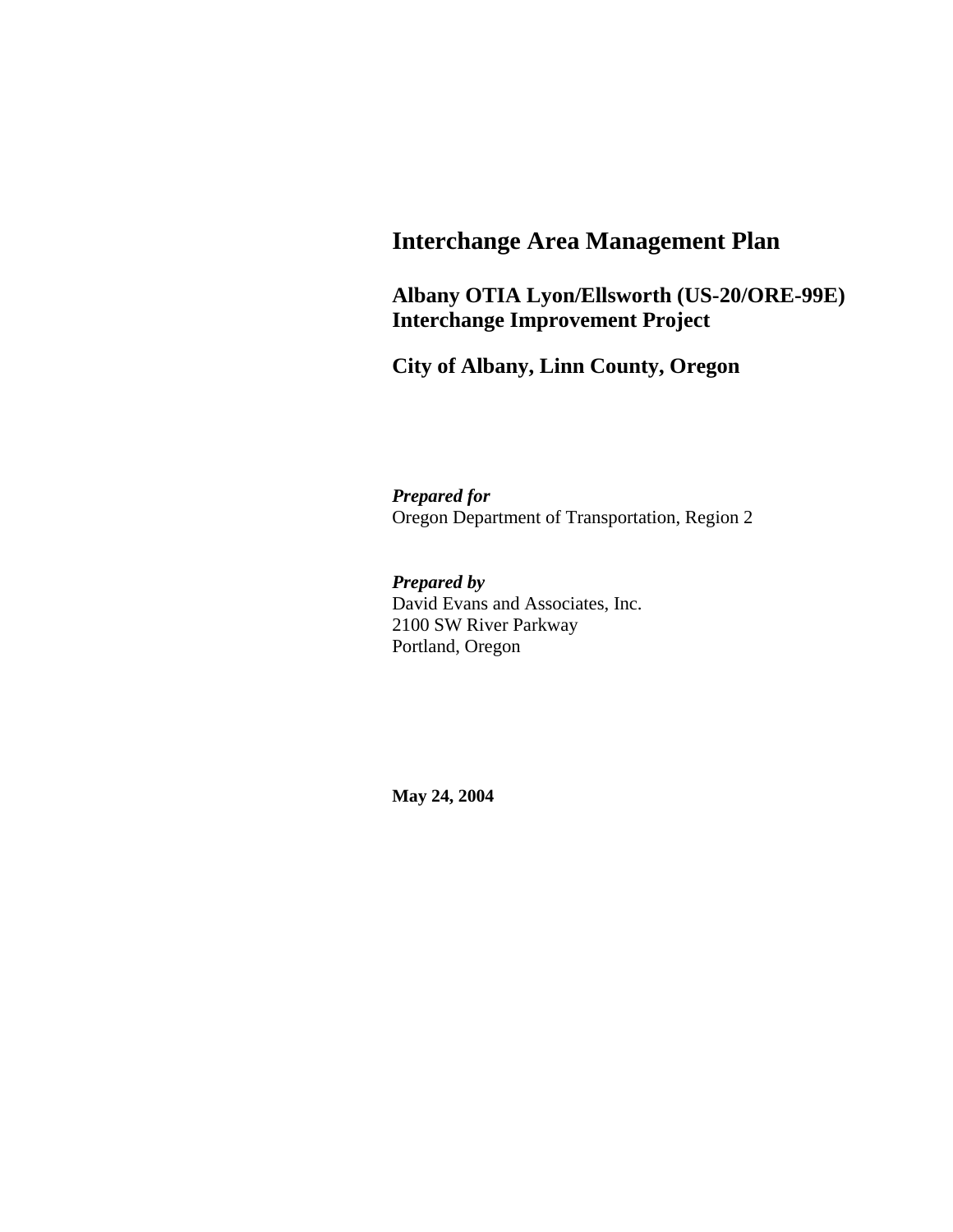# Interchange Area Management Plan

## Albany OTIA Lyon/Ellsworth (US-20/ORE-99E) Interchange Improvement Project

## City of Albany, Linn County, Oregon

***Prepared for***
Oregon Department of Transportation, Region 2

***Prepared by***
David Evans and Associates, Inc.
2100 SW River Parkway
Portland, Oregon

**May 24, 2004**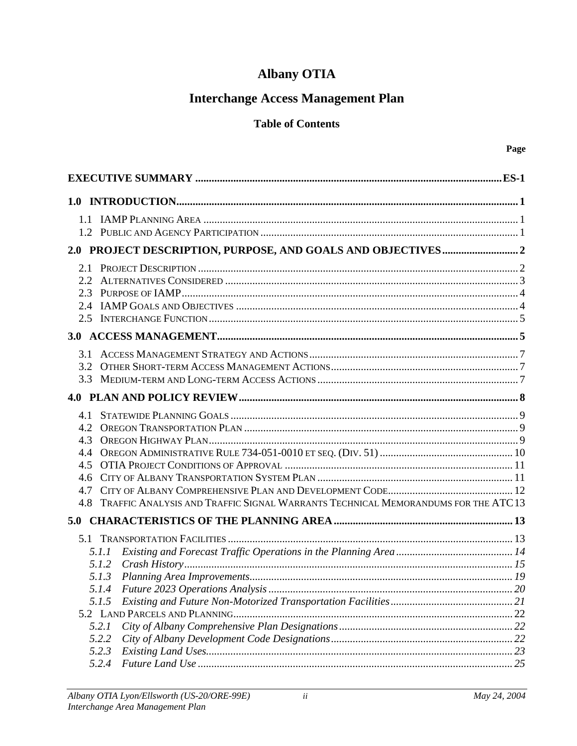# Albany OTIA

# Interchange Access Management Plan

## Table of Contents

| | Page |
|---|---|
| **EXECUTIVE SUMMARY** | **ES-1** |
| **1.0 INTRODUCTION** | **1** |
| 1.1 IAMP Planning Area | 1 |
| 1.2 Public and Agency Participation | 1 |
| **2.0 PROJECT DESCRIPTION, PURPOSE, AND GOALS AND OBJECTIVES** | **2** |
| 2.1 Project Description | 2 |
| 2.2 Alternatives Considered | 3 |
| 2.3 Purpose of IAMP | 4 |
| 2.4 IAMP Goals and Objectives | 4 |
| 2.5 Interchange Function | 5 |
| **3.0 ACCESS MANAGEMENT** | **5** |
| 3.1 Access Management Strategy and Actions | 7 |
| 3.2 Other Short-term Access Management Actions | 7 |
| 3.3 Medium-term and Long-term Access Actions | 7 |
| **4.0 PLAN AND POLICY REVIEW** | **8** |
| 4.1 Statewide Planning Goals | 9 |
| 4.2 Oregon Transportation Plan | 9 |
| 4.3 Oregon Highway Plan | 9 |
| 4.4 Oregon Administrative Rule 734-051-0010 et seq. (Div. 51) | 10 |
| 4.5 OTIA Project Conditions of Approval | 11 |
| 4.6 City of Albany Transportation System Plan | 11 |
| 4.7 City of Albany Comprehensive Plan and Development Code | 12 |
| 4.8 Traffic Analysis and Traffic Signal Warrants Technical Memorandums for the ATC | 13 |
| **5.0 CHARACTERISTICS OF THE PLANNING AREA** | **13** |
| 5.1 Transportation Facilities | 13 |
| *5.1.1 Existing and Forecast Traffic Operations in the Planning Area* | *14* |
| *5.1.2 Crash History* | *15* |
| *5.1.3 Planning Area Improvements* | *19* |
| *5.1.4 Future 2023 Operations Analysis* | *20* |
| *5.1.5 Existing and Future Non-Motorized Transportation Facilities* | *21* |
| 5.2 Land Parcels and Planning | 22 |
| *5.2.1 City of Albany Comprehensive Plan Designations* | *22* |
| *5.2.2 City of Albany Development Code Designations* | *22* |
| *5.2.3 Existing Land Uses* | *23* |
| *5.2.4 Future Land Use* | *25* |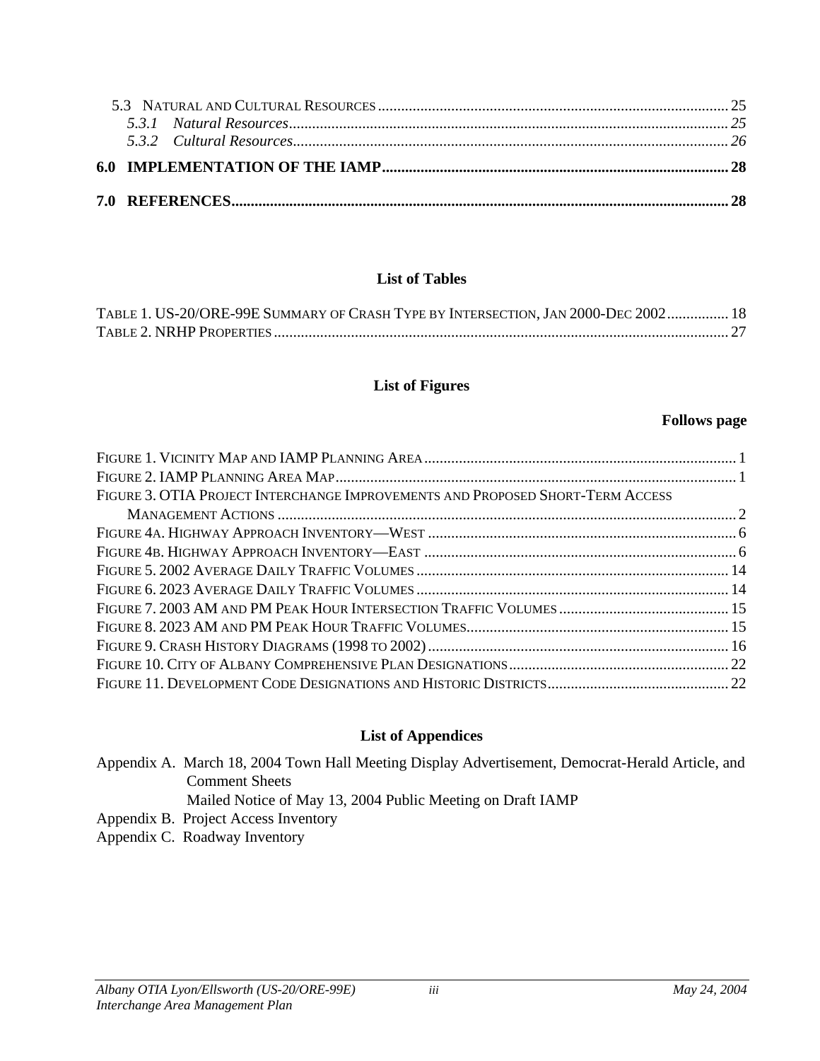5.3 Natural and Cultural Resources .......... 25

*5.3.1 Natural Resources* .......... *25*

*5.3.2 Cultural Resources* .......... *26*

**6.0 IMPLEMENTATION OF THE IAMP .......... 28**

**7.0 REFERENCES .......... 28**

## List of Tables

Table 1. US-20/ORE-99E Summary of Crash Type by Intersection, Jan 2000-Dec 2002 .......... 18

Table 2. NRHP Properties .......... 27

## List of Figures

**Follows page**

Figure 1. Vicinity Map and IAMP Planning Area .......... 1

Figure 2. IAMP Planning Area Map .......... 1

Figure 3. OTIA Project Interchange Improvements and Proposed Short-Term Access Management Actions .......... 2

Figure 4a. Highway Approach Inventory—West .......... 6

Figure 4b. Highway Approach Inventory—East .......... 6

Figure 5. 2002 Average Daily Traffic Volumes .......... 14

Figure 6. 2023 Average Daily Traffic Volumes .......... 14

Figure 7. 2003 AM and PM Peak Hour Intersection Traffic Volumes .......... 15

Figure 8. 2023 AM and PM Peak Hour Traffic Volumes .......... 15

Figure 9. Crash History Diagrams (1998 to 2002) .......... 16

Figure 10. City of Albany Comprehensive Plan Designations .......... 22

Figure 11. Development Code Designations and Historic Districts .......... 22

## List of Appendices

Appendix A. March 18, 2004 Town Hall Meeting Display Advertisement, Democrat-Herald Article, and Comment Sheets
Mailed Notice of May 13, 2004 Public Meeting on Draft IAMP

Appendix B. Project Access Inventory

Appendix C. Roadway Inventory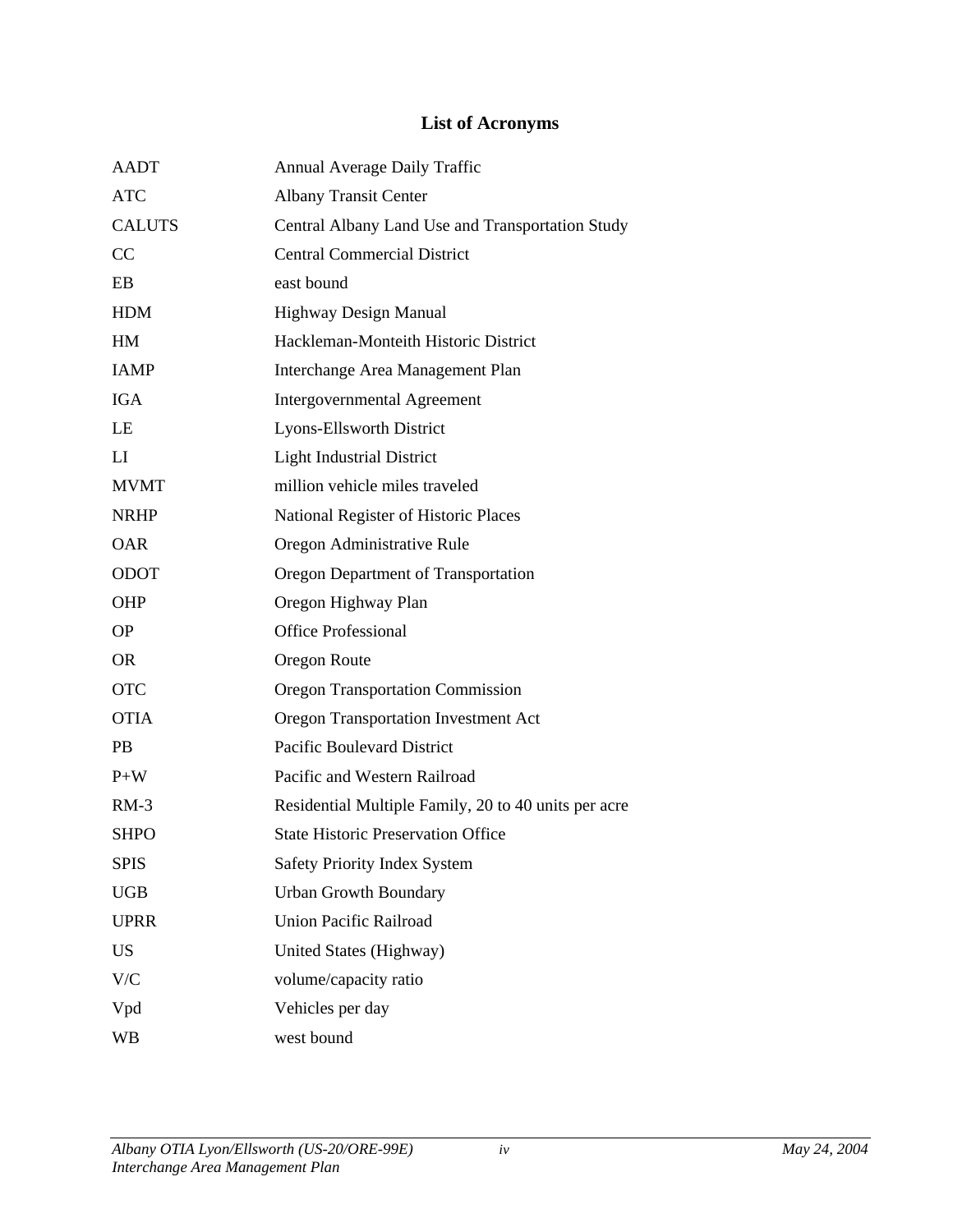# List of Acronyms

| | |
|---|---|
| AADT | Annual Average Daily Traffic |
| ATC | Albany Transit Center |
| CALUTS | Central Albany Land Use and Transportation Study |
| CC | Central Commercial District |
| EB | east bound |
| HDM | Highway Design Manual |
| HM | Hackleman-Monteith Historic District |
| IAMP | Interchange Area Management Plan |
| IGA | Intergovernmental Agreement |
| LE | Lyons-Ellsworth District |
| LI | Light Industrial District |
| MVMT | million vehicle miles traveled |
| NRHP | National Register of Historic Places |
| OAR | Oregon Administrative Rule |
| ODOT | Oregon Department of Transportation |
| OHP | Oregon Highway Plan |
| OP | Office Professional |
| OR | Oregon Route |
| OTC | Oregon Transportation Commission |
| OTIA | Oregon Transportation Investment Act |
| PB | Pacific Boulevard District |
| P+W | Pacific and Western Railroad |
| RM-3 | Residential Multiple Family, 20 to 40 units per acre |
| SHPO | State Historic Preservation Office |
| SPIS | Safety Priority Index System |
| UGB | Urban Growth Boundary |
| UPRR | Union Pacific Railroad |
| US | United States (Highway) |
| V/C | volume/capacity ratio |
| Vpd | Vehicles per day |
| WB | west bound |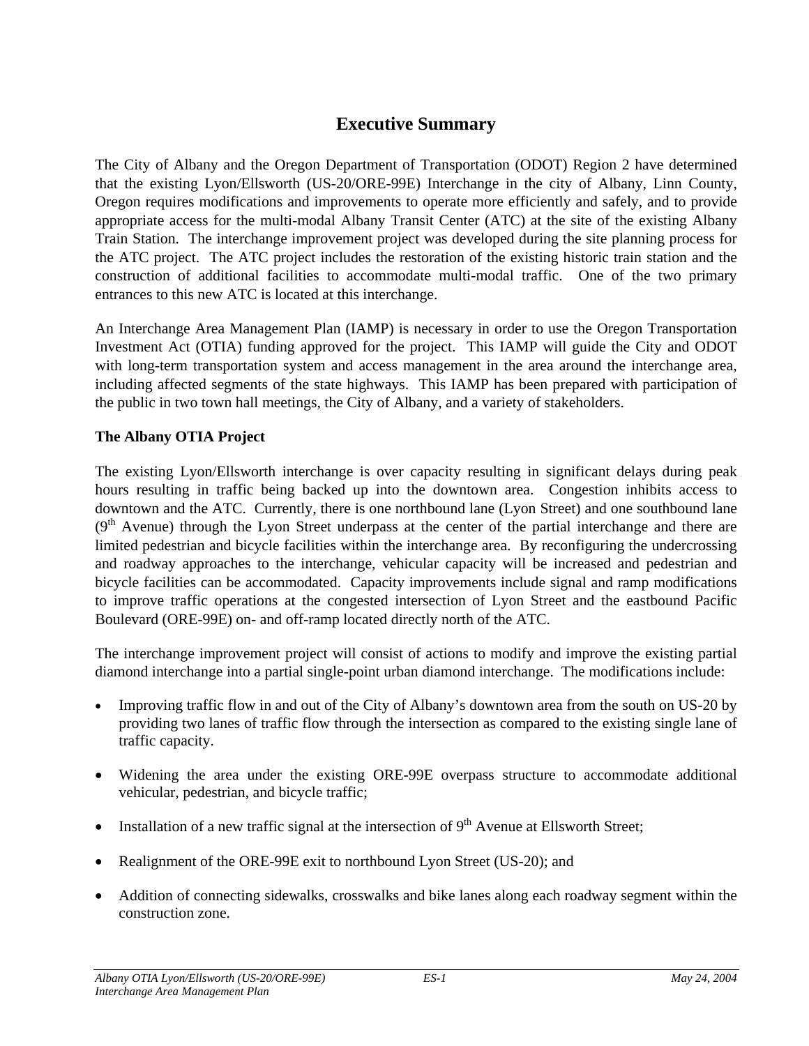# Executive Summary

The City of Albany and the Oregon Department of Transportation (ODOT) Region 2 have determined that the existing Lyon/Ellsworth (US-20/ORE-99E) Interchange in the city of Albany, Linn County, Oregon requires modifications and improvements to operate more efficiently and safely, and to provide appropriate access for the multi-modal Albany Transit Center (ATC) at the site of the existing Albany Train Station. The interchange improvement project was developed during the site planning process for the ATC project. The ATC project includes the restoration of the existing historic train station and the construction of additional facilities to accommodate multi-modal traffic. One of the two primary entrances to this new ATC is located at this interchange.

An Interchange Area Management Plan (IAMP) is necessary in order to use the Oregon Transportation Investment Act (OTIA) funding approved for the project. This IAMP will guide the City and ODOT with long-term transportation system and access management in the area around the interchange area, including affected segments of the state highways. This IAMP has been prepared with participation of the public in two town hall meetings, the City of Albany, and a variety of stakeholders.

**The Albany OTIA Project**

The existing Lyon/Ellsworth interchange is over capacity resulting in significant delays during peak hours resulting in traffic being backed up into the downtown area. Congestion inhibits access to downtown and the ATC. Currently, there is one northbound lane (Lyon Street) and one southbound lane (9th Avenue) through the Lyon Street underpass at the center of the partial interchange and there are limited pedestrian and bicycle facilities within the interchange area. By reconfiguring the undercrossing and roadway approaches to the interchange, vehicular capacity will be increased and pedestrian and bicycle facilities can be accommodated. Capacity improvements include signal and ramp modifications to improve traffic operations at the congested intersection of Lyon Street and the eastbound Pacific Boulevard (ORE-99E) on- and off-ramp located directly north of the ATC.

The interchange improvement project will consist of actions to modify and improve the existing partial diamond interchange into a partial single-point urban diamond interchange. The modifications include:

- Improving traffic flow in and out of the City of Albany's downtown area from the south on US-20 by providing two lanes of traffic flow through the intersection as compared to the existing single lane of traffic capacity.
- Widening the area under the existing ORE-99E overpass structure to accommodate additional vehicular, pedestrian, and bicycle traffic;
- Installation of a new traffic signal at the intersection of 9th Avenue at Ellsworth Street;
- Realignment of the ORE-99E exit to northbound Lyon Street (US-20); and
- Addition of connecting sidewalks, crosswalks and bike lanes along each roadway segment within the construction zone.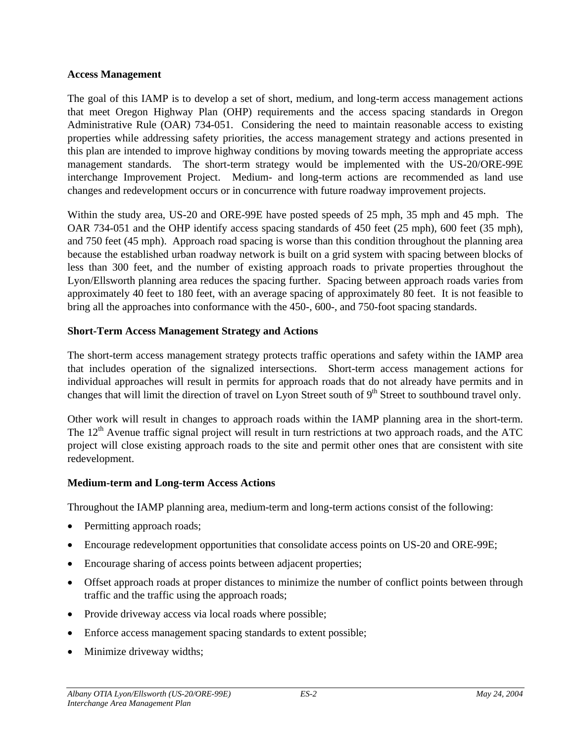**Access Management**

The goal of this IAMP is to develop a set of short, medium, and long-term access management actions that meet Oregon Highway Plan (OHP) requirements and the access spacing standards in Oregon Administrative Rule (OAR) 734-051. Considering the need to maintain reasonable access to existing properties while addressing safety priorities, the access management strategy and actions presented in this plan are intended to improve highway conditions by moving towards meeting the appropriate access management standards. The short-term strategy would be implemented with the US-20/ORE-99E interchange Improvement Project. Medium- and long-term actions are recommended as land use changes and redevelopment occurs or in concurrence with future roadway improvement projects.

Within the study area, US-20 and ORE-99E have posted speeds of 25 mph, 35 mph and 45 mph. The OAR 734-051 and the OHP identify access spacing standards of 450 feet (25 mph), 600 feet (35 mph), and 750 feet (45 mph). Approach road spacing is worse than this condition throughout the planning area because the established urban roadway network is built on a grid system with spacing between blocks of less than 300 feet, and the number of existing approach roads to private properties throughout the Lyon/Ellsworth planning area reduces the spacing further. Spacing between approach roads varies from approximately 40 feet to 180 feet, with an average spacing of approximately 80 feet. It is not feasible to bring all the approaches into conformance with the 450-, 600-, and 750-foot spacing standards.

**Short-Term Access Management Strategy and Actions**

The short-term access management strategy protects traffic operations and safety within the IAMP area that includes operation of the signalized intersections. Short-term access management actions for individual approaches will result in permits for approach roads that do not already have permits and in changes that will limit the direction of travel on Lyon Street south of 9th Street to southbound travel only.

Other work will result in changes to approach roads within the IAMP planning area in the short-term. The 12th Avenue traffic signal project will result in turn restrictions at two approach roads, and the ATC project will close existing approach roads to the site and permit other ones that are consistent with site redevelopment.

**Medium-term and Long-term Access Actions**

Throughout the IAMP planning area, medium-term and long-term actions consist of the following:

- Permitting approach roads;
- Encourage redevelopment opportunities that consolidate access points on US-20 and ORE-99E;
- Encourage sharing of access points between adjacent properties;
- Offset approach roads at proper distances to minimize the number of conflict points between through traffic and the traffic using the approach roads;
- Provide driveway access via local roads where possible;
- Enforce access management spacing standards to extent possible;
- Minimize driveway widths;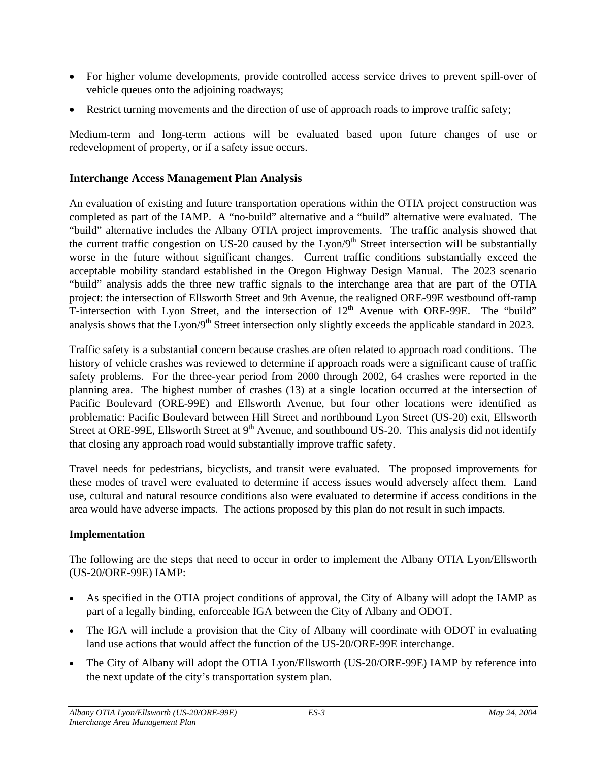- For higher volume developments, provide controlled access service drives to prevent spill-over of vehicle queues onto the adjoining roadways;
- Restrict turning movements and the direction of use of approach roads to improve traffic safety;

Medium-term and long-term actions will be evaluated based upon future changes of use or redevelopment of property, or if a safety issue occurs.

### Interchange Access Management Plan Analysis

An evaluation of existing and future transportation operations within the OTIA project construction was completed as part of the IAMP. A "no-build" alternative and a "build" alternative were evaluated. The "build" alternative includes the Albany OTIA project improvements. The traffic analysis showed that the current traffic congestion on US-20 caused by the Lyon/9th Street intersection will be substantially worse in the future without significant changes. Current traffic conditions substantially exceed the acceptable mobility standard established in the Oregon Highway Design Manual. The 2023 scenario "build" analysis adds the three new traffic signals to the interchange area that are part of the OTIA project: the intersection of Ellsworth Street and 9th Avenue, the realigned ORE-99E westbound off-ramp T-intersection with Lyon Street, and the intersection of 12th Avenue with ORE-99E. The "build" analysis shows that the Lyon/9th Street intersection only slightly exceeds the applicable standard in 2023.

Traffic safety is a substantial concern because crashes are often related to approach road conditions. The history of vehicle crashes was reviewed to determine if approach roads were a significant cause of traffic safety problems. For the three-year period from 2000 through 2002, 64 crashes were reported in the planning area. The highest number of crashes (13) at a single location occurred at the intersection of Pacific Boulevard (ORE-99E) and Ellsworth Avenue, but four other locations were identified as problematic: Pacific Boulevard between Hill Street and northbound Lyon Street (US-20) exit, Ellsworth Street at ORE-99E, Ellsworth Street at 9th Avenue, and southbound US-20. This analysis did not identify that closing any approach road would substantially improve traffic safety.

Travel needs for pedestrians, bicyclists, and transit were evaluated. The proposed improvements for these modes of travel were evaluated to determine if access issues would adversely affect them. Land use, cultural and natural resource conditions also were evaluated to determine if access conditions in the area would have adverse impacts. The actions proposed by this plan do not result in such impacts.

### Implementation

The following are the steps that need to occur in order to implement the Albany OTIA Lyon/Ellsworth (US-20/ORE-99E) IAMP:

- As specified in the OTIA project conditions of approval, the City of Albany will adopt the IAMP as part of a legally binding, enforceable IGA between the City of Albany and ODOT.
- The IGA will include a provision that the City of Albany will coordinate with ODOT in evaluating land use actions that would affect the function of the US-20/ORE-99E interchange.
- The City of Albany will adopt the OTIA Lyon/Ellsworth (US-20/ORE-99E) IAMP by reference into the next update of the city's transportation system plan.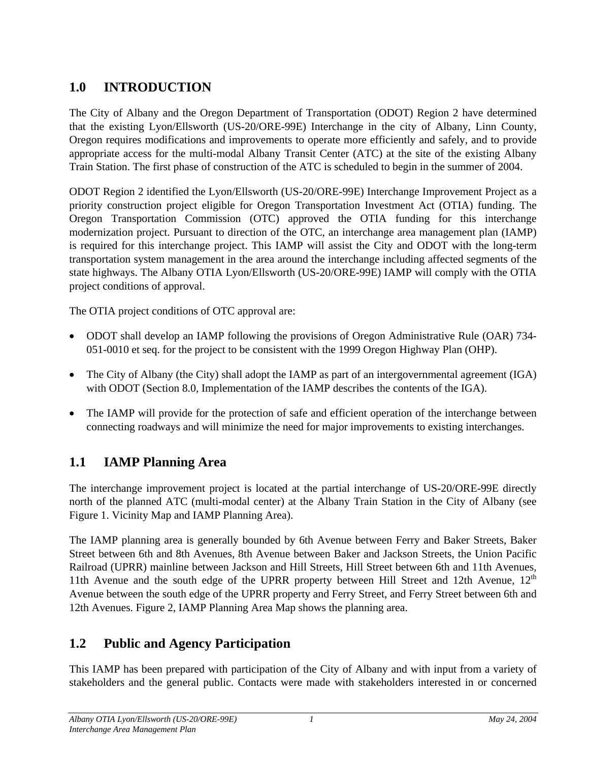# 1.0 INTRODUCTION

The City of Albany and the Oregon Department of Transportation (ODOT) Region 2 have determined that the existing Lyon/Ellsworth (US-20/ORE-99E) Interchange in the city of Albany, Linn County, Oregon requires modifications and improvements to operate more efficiently and safely, and to provide appropriate access for the multi-modal Albany Transit Center (ATC) at the site of the existing Albany Train Station. The first phase of construction of the ATC is scheduled to begin in the summer of 2004.

ODOT Region 2 identified the Lyon/Ellsworth (US-20/ORE-99E) Interchange Improvement Project as a priority construction project eligible for Oregon Transportation Investment Act (OTIA) funding. The Oregon Transportation Commission (OTC) approved the OTIA funding for this interchange modernization project. Pursuant to direction of the OTC, an interchange area management plan (IAMP) is required for this interchange project. This IAMP will assist the City and ODOT with the long-term transportation system management in the area around the interchange including affected segments of the state highways. The Albany OTIA Lyon/Ellsworth (US-20/ORE-99E) IAMP will comply with the OTIA project conditions of approval.

The OTIA project conditions of OTC approval are:

- ODOT shall develop an IAMP following the provisions of Oregon Administrative Rule (OAR) 734-051-0010 et seq. for the project to be consistent with the 1999 Oregon Highway Plan (OHP).
- The City of Albany (the City) shall adopt the IAMP as part of an intergovernmental agreement (IGA) with ODOT (Section 8.0, Implementation of the IAMP describes the contents of the IGA).
- The IAMP will provide for the protection of safe and efficient operation of the interchange between connecting roadways and will minimize the need for major improvements to existing interchanges.

## 1.1 IAMP Planning Area

The interchange improvement project is located at the partial interchange of US-20/ORE-99E directly north of the planned ATC (multi-modal center) at the Albany Train Station in the City of Albany (see Figure 1. Vicinity Map and IAMP Planning Area).

The IAMP planning area is generally bounded by 6th Avenue between Ferry and Baker Streets, Baker Street between 6th and 8th Avenues, 8th Avenue between Baker and Jackson Streets, the Union Pacific Railroad (UPRR) mainline between Jackson and Hill Streets, Hill Street between 6th and 11th Avenues, 11th Avenue and the south edge of the UPRR property between Hill Street and 12th Avenue, 12th Avenue between the south edge of the UPRR property and Ferry Street, and Ferry Street between 6th and 12th Avenues. Figure 2, IAMP Planning Area Map shows the planning area.

## 1.2 Public and Agency Participation

This IAMP has been prepared with participation of the City of Albany and with input from a variety of stakeholders and the general public. Contacts were made with stakeholders interested in or concerned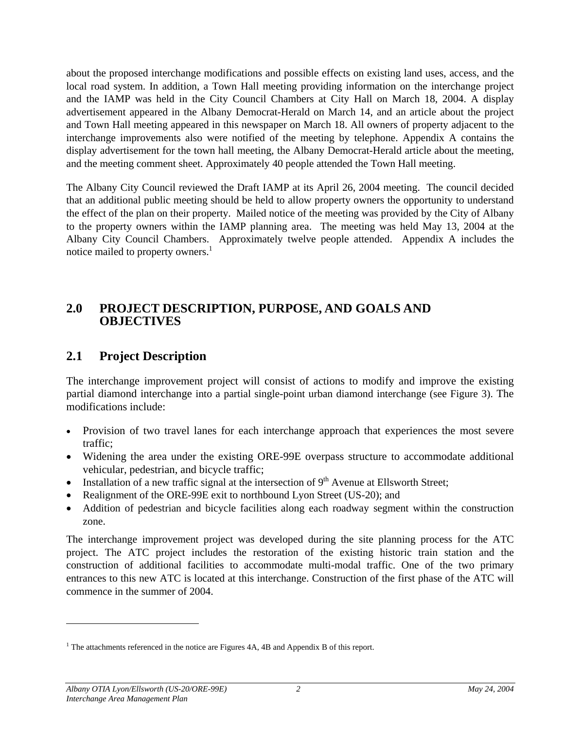about the proposed interchange modifications and possible effects on existing land uses, access, and the local road system. In addition, a Town Hall meeting providing information on the interchange project and the IAMP was held in the City Council Chambers at City Hall on March 18, 2004. A display advertisement appeared in the Albany Democrat-Herald on March 14, and an article about the project and Town Hall meeting appeared in this newspaper on March 18. All owners of property adjacent to the interchange improvements also were notified of the meeting by telephone. Appendix A contains the display advertisement for the town hall meeting, the Albany Democrat-Herald article about the meeting, and the meeting comment sheet. Approximately 40 people attended the Town Hall meeting.

The Albany City Council reviewed the Draft IAMP at its April 26, 2004 meeting. The council decided that an additional public meeting should be held to allow property owners the opportunity to understand the effect of the plan on their property. Mailed notice of the meeting was provided by the City of Albany to the property owners within the IAMP planning area. The meeting was held May 13, 2004 at the Albany City Council Chambers. Approximately twelve people attended. Appendix A includes the notice mailed to property owners.[1]

# 2.0 PROJECT DESCRIPTION, PURPOSE, AND GOALS AND OBJECTIVES

## 2.1 Project Description

The interchange improvement project will consist of actions to modify and improve the existing partial diamond interchange into a partial single-point urban diamond interchange (see Figure 3). The modifications include:

- Provision of two travel lanes for each interchange approach that experiences the most severe traffic;
- Widening the area under the existing ORE-99E overpass structure to accommodate additional vehicular, pedestrian, and bicycle traffic;
- Installation of a new traffic signal at the intersection of 9th Avenue at Ellsworth Street;
- Realignment of the ORE-99E exit to northbound Lyon Street (US-20); and
- Addition of pedestrian and bicycle facilities along each roadway segment within the construction zone.

The interchange improvement project was developed during the site planning process for the ATC project. The ATC project includes the restoration of the existing historic train station and the construction of additional facilities to accommodate multi-modal traffic. One of the two primary entrances to this new ATC is located at this interchange. Construction of the first phase of the ATC will commence in the summer of 2004.

[1] The attachments referenced in the notice are Figures 4A, 4B and Appendix B of this report.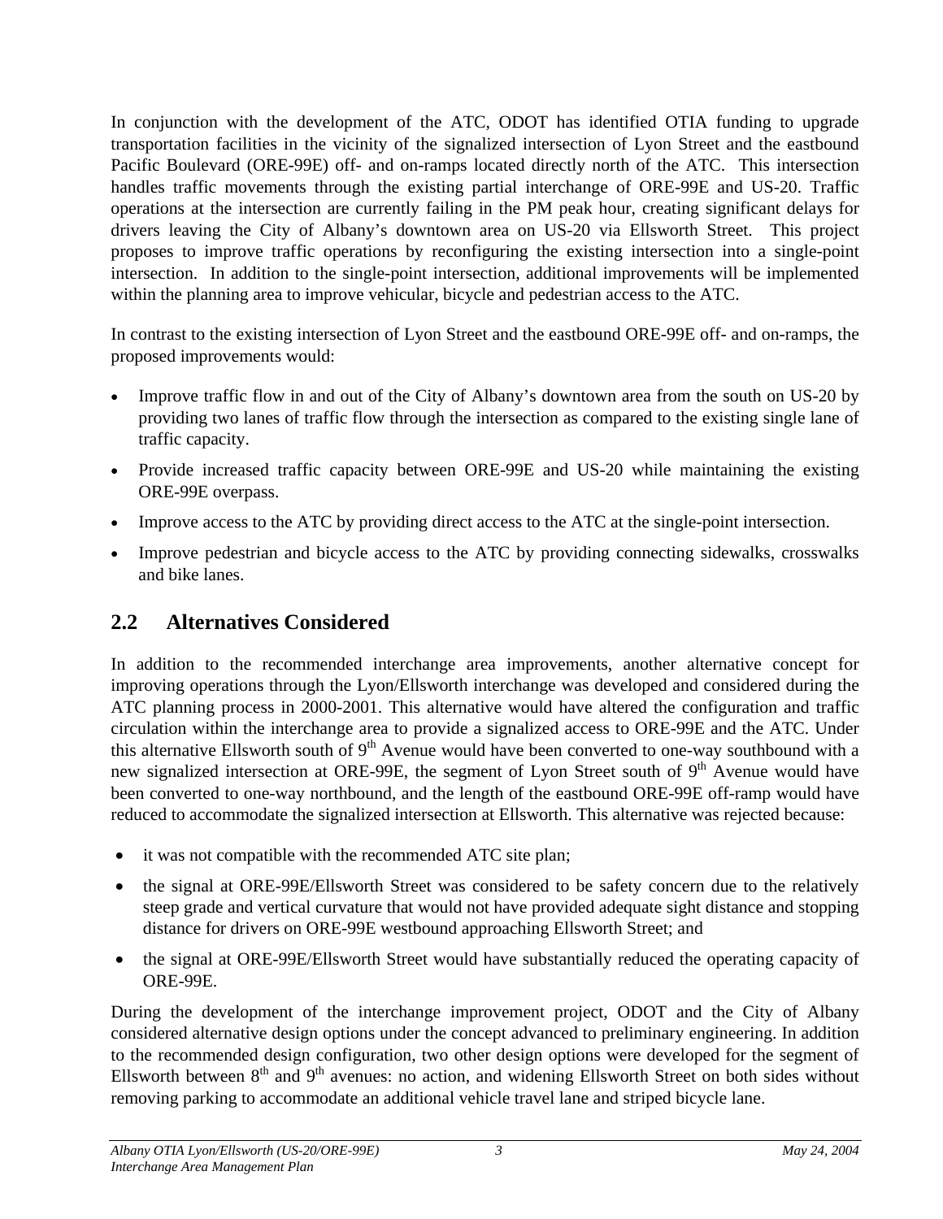In conjunction with the development of the ATC, ODOT has identified OTIA funding to upgrade transportation facilities in the vicinity of the signalized intersection of Lyon Street and the eastbound Pacific Boulevard (ORE-99E) off- and on-ramps located directly north of the ATC. This intersection handles traffic movements through the existing partial interchange of ORE-99E and US-20. Traffic operations at the intersection are currently failing in the PM peak hour, creating significant delays for drivers leaving the City of Albany's downtown area on US-20 via Ellsworth Street. This project proposes to improve traffic operations by reconfiguring the existing intersection into a single-point intersection. In addition to the single-point intersection, additional improvements will be implemented within the planning area to improve vehicular, bicycle and pedestrian access to the ATC.

In contrast to the existing intersection of Lyon Street and the eastbound ORE-99E off- and on-ramps, the proposed improvements would:

- Improve traffic flow in and out of the City of Albany's downtown area from the south on US-20 by providing two lanes of traffic flow through the intersection as compared to the existing single lane of traffic capacity.
- Provide increased traffic capacity between ORE-99E and US-20 while maintaining the existing ORE-99E overpass.
- Improve access to the ATC by providing direct access to the ATC at the single-point intersection.
- Improve pedestrian and bicycle access to the ATC by providing connecting sidewalks, crosswalks and bike lanes.

## 2.2 Alternatives Considered

In addition to the recommended interchange area improvements, another alternative concept for improving operations through the Lyon/Ellsworth interchange was developed and considered during the ATC planning process in 2000-2001. This alternative would have altered the configuration and traffic circulation within the interchange area to provide a signalized access to ORE-99E and the ATC. Under this alternative Ellsworth south of 9th Avenue would have been converted to one-way southbound with a new signalized intersection at ORE-99E, the segment of Lyon Street south of 9th Avenue would have been converted to one-way northbound, and the length of the eastbound ORE-99E off-ramp would have reduced to accommodate the signalized intersection at Ellsworth. This alternative was rejected because:

- it was not compatible with the recommended ATC site plan;
- the signal at ORE-99E/Ellsworth Street was considered to be safety concern due to the relatively steep grade and vertical curvature that would not have provided adequate sight distance and stopping distance for drivers on ORE-99E westbound approaching Ellsworth Street; and
- the signal at ORE-99E/Ellsworth Street would have substantially reduced the operating capacity of ORE-99E.

During the development of the interchange improvement project, ODOT and the City of Albany considered alternative design options under the concept advanced to preliminary engineering. In addition to the recommended design configuration, two other design options were developed for the segment of Ellsworth between 8th and 9th avenues: no action, and widening Ellsworth Street on both sides without removing parking to accommodate an additional vehicle travel lane and striped bicycle lane.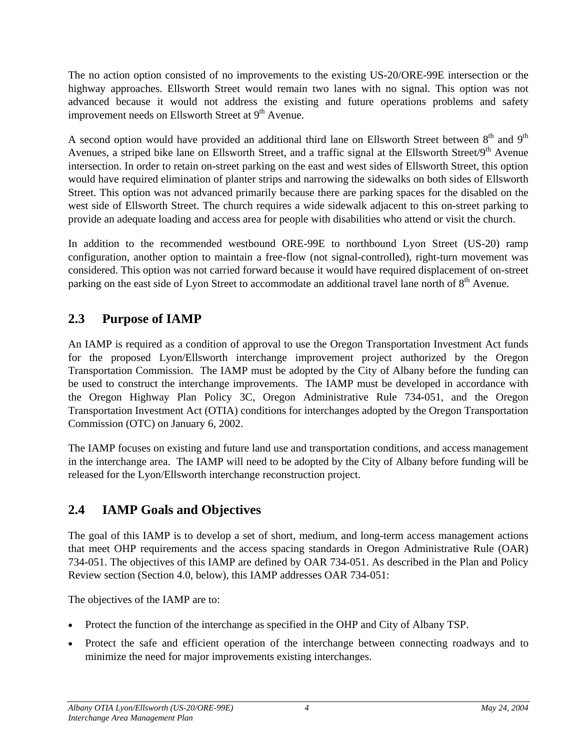The no action option consisted of no improvements to the existing US-20/ORE-99E intersection or the highway approaches. Ellsworth Street would remain two lanes with no signal. This option was not advanced because it would not address the existing and future operations problems and safety improvement needs on Ellsworth Street at 9th Avenue.

A second option would have provided an additional third lane on Ellsworth Street between 8th and 9th Avenues, a striped bike lane on Ellsworth Street, and a traffic signal at the Ellsworth Street/9th Avenue intersection. In order to retain on-street parking on the east and west sides of Ellsworth Street, this option would have required elimination of planter strips and narrowing the sidewalks on both sides of Ellsworth Street. This option was not advanced primarily because there are parking spaces for the disabled on the west side of Ellsworth Street. The church requires a wide sidewalk adjacent to this on-street parking to provide an adequate loading and access area for people with disabilities who attend or visit the church.

In addition to the recommended westbound ORE-99E to northbound Lyon Street (US-20) ramp configuration, another option to maintain a free-flow (not signal-controlled), right-turn movement was considered. This option was not carried forward because it would have required displacement of on-street parking on the east side of Lyon Street to accommodate an additional travel lane north of 8th Avenue.

## 2.3 Purpose of IAMP

An IAMP is required as a condition of approval to use the Oregon Transportation Investment Act funds for the proposed Lyon/Ellsworth interchange improvement project authorized by the Oregon Transportation Commission. The IAMP must be adopted by the City of Albany before the funding can be used to construct the interchange improvements. The IAMP must be developed in accordance with the Oregon Highway Plan Policy 3C, Oregon Administrative Rule 734-051, and the Oregon Transportation Investment Act (OTIA) conditions for interchanges adopted by the Oregon Transportation Commission (OTC) on January 6, 2002.

The IAMP focuses on existing and future land use and transportation conditions, and access management in the interchange area. The IAMP will need to be adopted by the City of Albany before funding will be released for the Lyon/Ellsworth interchange reconstruction project.

## 2.4 IAMP Goals and Objectives

The goal of this IAMP is to develop a set of short, medium, and long-term access management actions that meet OHP requirements and the access spacing standards in Oregon Administrative Rule (OAR) 734-051. The objectives of this IAMP are defined by OAR 734-051. As described in the Plan and Policy Review section (Section 4.0, below), this IAMP addresses OAR 734-051:

The objectives of the IAMP are to:

- Protect the function of the interchange as specified in the OHP and City of Albany TSP.
- Protect the safe and efficient operation of the interchange between connecting roadways and to minimize the need for major improvements existing interchanges.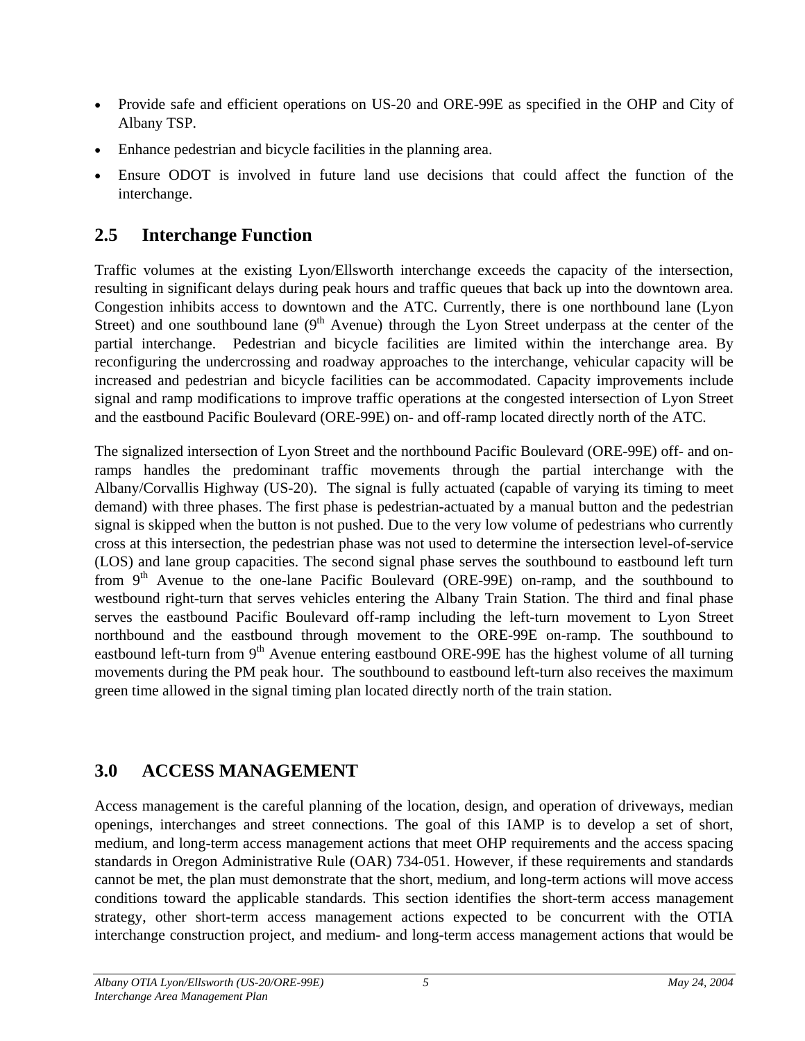- Provide safe and efficient operations on US-20 and ORE-99E as specified in the OHP and City of Albany TSP.
- Enhance pedestrian and bicycle facilities in the planning area.
- Ensure ODOT is involved in future land use decisions that could affect the function of the interchange.

## 2.5 Interchange Function

Traffic volumes at the existing Lyon/Ellsworth interchange exceeds the capacity of the intersection, resulting in significant delays during peak hours and traffic queues that back up into the downtown area. Congestion inhibits access to downtown and the ATC. Currently, there is one northbound lane (Lyon Street) and one southbound lane (9th Avenue) through the Lyon Street underpass at the center of the partial interchange. Pedestrian and bicycle facilities are limited within the interchange area. By reconfiguring the undercrossing and roadway approaches to the interchange, vehicular capacity will be increased and pedestrian and bicycle facilities can be accommodated. Capacity improvements include signal and ramp modifications to improve traffic operations at the congested intersection of Lyon Street and the eastbound Pacific Boulevard (ORE-99E) on- and off-ramp located directly north of the ATC.

The signalized intersection of Lyon Street and the northbound Pacific Boulevard (ORE-99E) off- and on-ramps handles the predominant traffic movements through the partial interchange with the Albany/Corvallis Highway (US-20). The signal is fully actuated (capable of varying its timing to meet demand) with three phases. The first phase is pedestrian-actuated by a manual button and the pedestrian signal is skipped when the button is not pushed. Due to the very low volume of pedestrians who currently cross at this intersection, the pedestrian phase was not used to determine the intersection level-of-service (LOS) and lane group capacities. The second signal phase serves the southbound to eastbound left turn from 9th Avenue to the one-lane Pacific Boulevard (ORE-99E) on-ramp, and the southbound to westbound right-turn that serves vehicles entering the Albany Train Station. The third and final phase serves the eastbound Pacific Boulevard off-ramp including the left-turn movement to Lyon Street northbound and the eastbound through movement to the ORE-99E on-ramp. The southbound to eastbound left-turn from 9th Avenue entering eastbound ORE-99E has the highest volume of all turning movements during the PM peak hour. The southbound to eastbound left-turn also receives the maximum green time allowed in the signal timing plan located directly north of the train station.

# 3.0 ACCESS MANAGEMENT

Access management is the careful planning of the location, design, and operation of driveways, median openings, interchanges and street connections. The goal of this IAMP is to develop a set of short, medium, and long-term access management actions that meet OHP requirements and the access spacing standards in Oregon Administrative Rule (OAR) 734-051. However, if these requirements and standards cannot be met, the plan must demonstrate that the short, medium, and long-term actions will move access conditions toward the applicable standards. This section identifies the short-term access management strategy, other short-term access management actions expected to be concurrent with the OTIA interchange construction project, and medium- and long-term access management actions that would be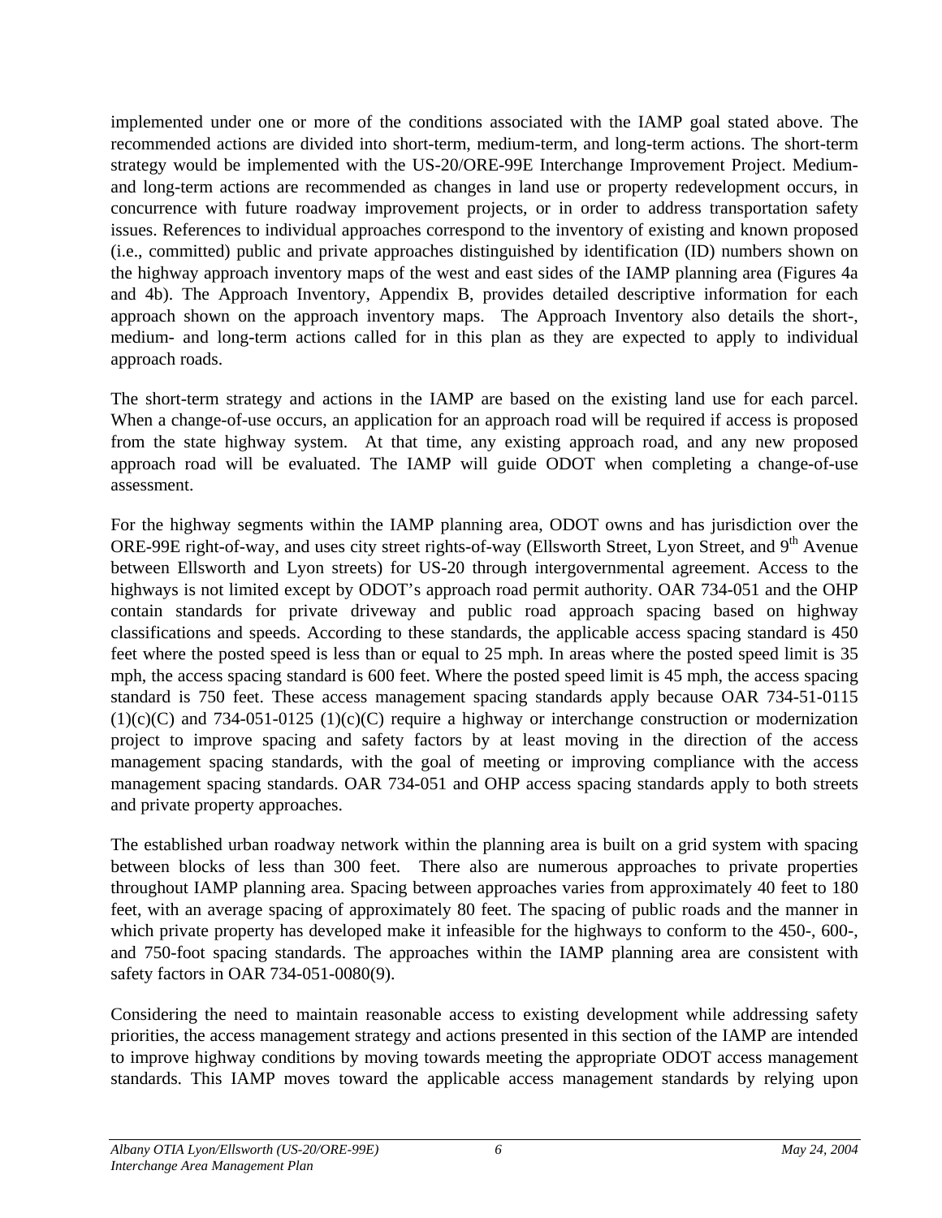implemented under one or more of the conditions associated with the IAMP goal stated above. The recommended actions are divided into short-term, medium-term, and long-term actions. The short-term strategy would be implemented with the US-20/ORE-99E Interchange Improvement Project. Medium- and long-term actions are recommended as changes in land use or property redevelopment occurs, in concurrence with future roadway improvement projects, or in order to address transportation safety issues. References to individual approaches correspond to the inventory of existing and known proposed (i.e., committed) public and private approaches distinguished by identification (ID) numbers shown on the highway approach inventory maps of the west and east sides of the IAMP planning area (Figures 4a and 4b). The Approach Inventory, Appendix B, provides detailed descriptive information for each approach shown on the approach inventory maps. The Approach Inventory also details the short-, medium- and long-term actions called for in this plan as they are expected to apply to individual approach roads.

The short-term strategy and actions in the IAMP are based on the existing land use for each parcel. When a change-of-use occurs, an application for an approach road will be required if access is proposed from the state highway system. At that time, any existing approach road, and any new proposed approach road will be evaluated. The IAMP will guide ODOT when completing a change-of-use assessment.

For the highway segments within the IAMP planning area, ODOT owns and has jurisdiction over the ORE-99E right-of-way, and uses city street rights-of-way (Ellsworth Street, Lyon Street, and 9th Avenue between Ellsworth and Lyon streets) for US-20 through intergovernmental agreement. Access to the highways is not limited except by ODOT's approach road permit authority. OAR 734-051 and the OHP contain standards for private driveway and public road approach spacing based on highway classifications and speeds. According to these standards, the applicable access spacing standard is 450 feet where the posted speed is less than or equal to 25 mph. In areas where the posted speed limit is 35 mph, the access spacing standard is 600 feet. Where the posted speed limit is 45 mph, the access spacing standard is 750 feet. These access management spacing standards apply because OAR 734-51-0115 (1)(c)(C) and 734-051-0125 (1)(c)(C) require a highway or interchange construction or modernization project to improve spacing and safety factors by at least moving in the direction of the access management spacing standards, with the goal of meeting or improving compliance with the access management spacing standards. OAR 734-051 and OHP access spacing standards apply to both streets and private property approaches.

The established urban roadway network within the planning area is built on a grid system with spacing between blocks of less than 300 feet. There also are numerous approaches to private properties throughout IAMP planning area. Spacing between approaches varies from approximately 40 feet to 180 feet, with an average spacing of approximately 80 feet. The spacing of public roads and the manner in which private property has developed make it infeasible for the highways to conform to the 450-, 600-, and 750-foot spacing standards. The approaches within the IAMP planning area are consistent with safety factors in OAR 734-051-0080(9).

Considering the need to maintain reasonable access to existing development while addressing safety priorities, the access management strategy and actions presented in this section of the IAMP are intended to improve highway conditions by moving towards meeting the appropriate ODOT access management standards. This IAMP moves toward the applicable access management standards by relying upon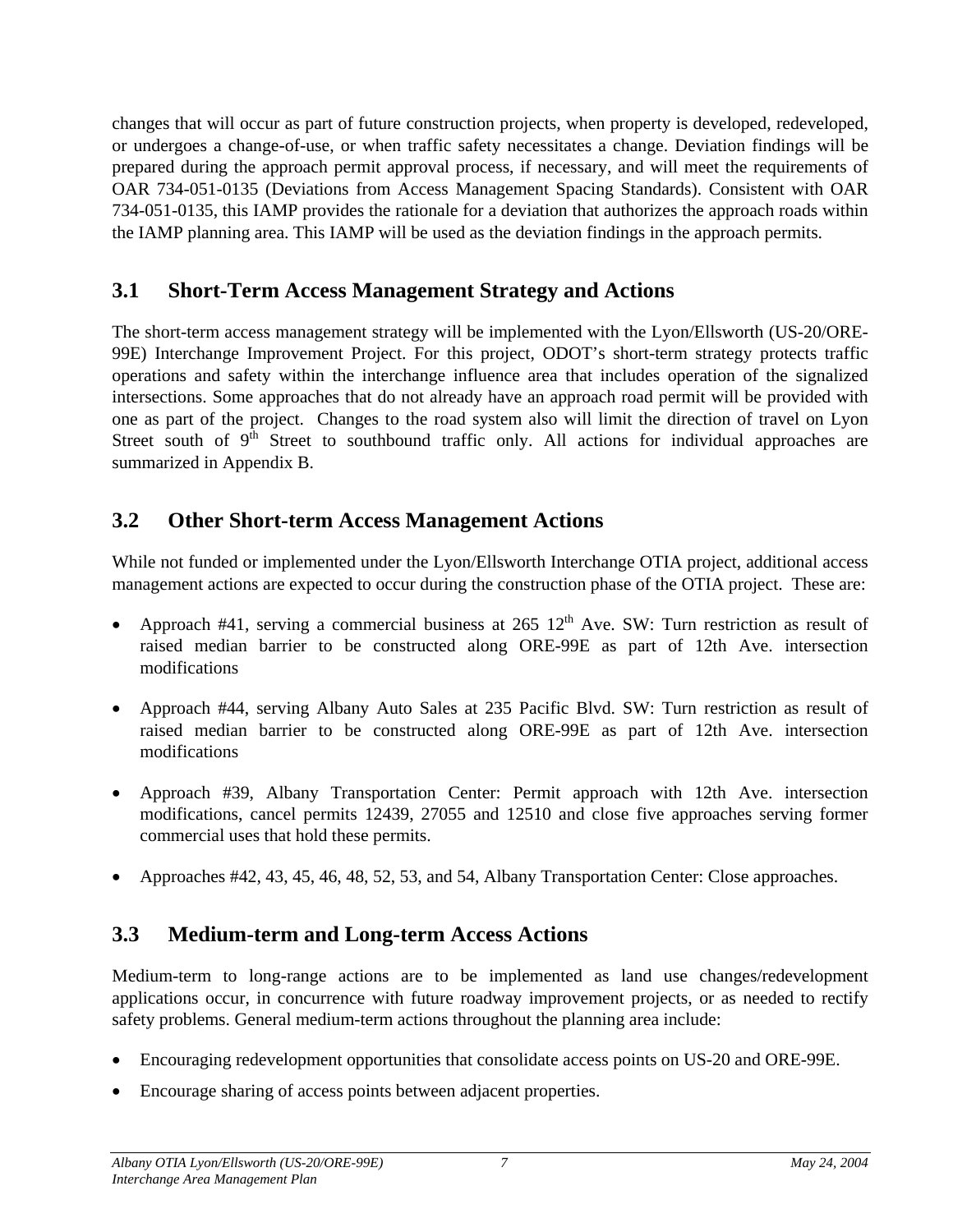changes that will occur as part of future construction projects, when property is developed, redeveloped, or undergoes a change-of-use, or when traffic safety necessitates a change. Deviation findings will be prepared during the approach permit approval process, if necessary, and will meet the requirements of OAR 734-051-0135 (Deviations from Access Management Spacing Standards). Consistent with OAR 734-051-0135, this IAMP provides the rationale for a deviation that authorizes the approach roads within the IAMP planning area. This IAMP will be used as the deviation findings in the approach permits.

## 3.1 Short-Term Access Management Strategy and Actions

The short-term access management strategy will be implemented with the Lyon/Ellsworth (US-20/ORE-99E) Interchange Improvement Project. For this project, ODOT's short-term strategy protects traffic operations and safety within the interchange influence area that includes operation of the signalized intersections. Some approaches that do not already have an approach road permit will be provided with one as part of the project. Changes to the road system also will limit the direction of travel on Lyon Street south of 9th Street to southbound traffic only. All actions for individual approaches are summarized in Appendix B.

## 3.2 Other Short-term Access Management Actions

While not funded or implemented under the Lyon/Ellsworth Interchange OTIA project, additional access management actions are expected to occur during the construction phase of the OTIA project. These are:

- Approach #41, serving a commercial business at 265 12th Ave. SW: Turn restriction as result of raised median barrier to be constructed along ORE-99E as part of 12th Ave. intersection modifications

- Approach #44, serving Albany Auto Sales at 235 Pacific Blvd. SW: Turn restriction as result of raised median barrier to be constructed along ORE-99E as part of 12th Ave. intersection modifications

- Approach #39, Albany Transportation Center: Permit approach with 12th Ave. intersection modifications, cancel permits 12439, 27055 and 12510 and close five approaches serving former commercial uses that hold these permits.

- Approaches #42, 43, 45, 46, 48, 52, 53, and 54, Albany Transportation Center: Close approaches.

## 3.3 Medium-term and Long-term Access Actions

Medium-term to long-range actions are to be implemented as land use changes/redevelopment applications occur, in concurrence with future roadway improvement projects, or as needed to rectify safety problems. General medium-term actions throughout the planning area include:

- Encouraging redevelopment opportunities that consolidate access points on US-20 and ORE-99E.
- Encourage sharing of access points between adjacent properties.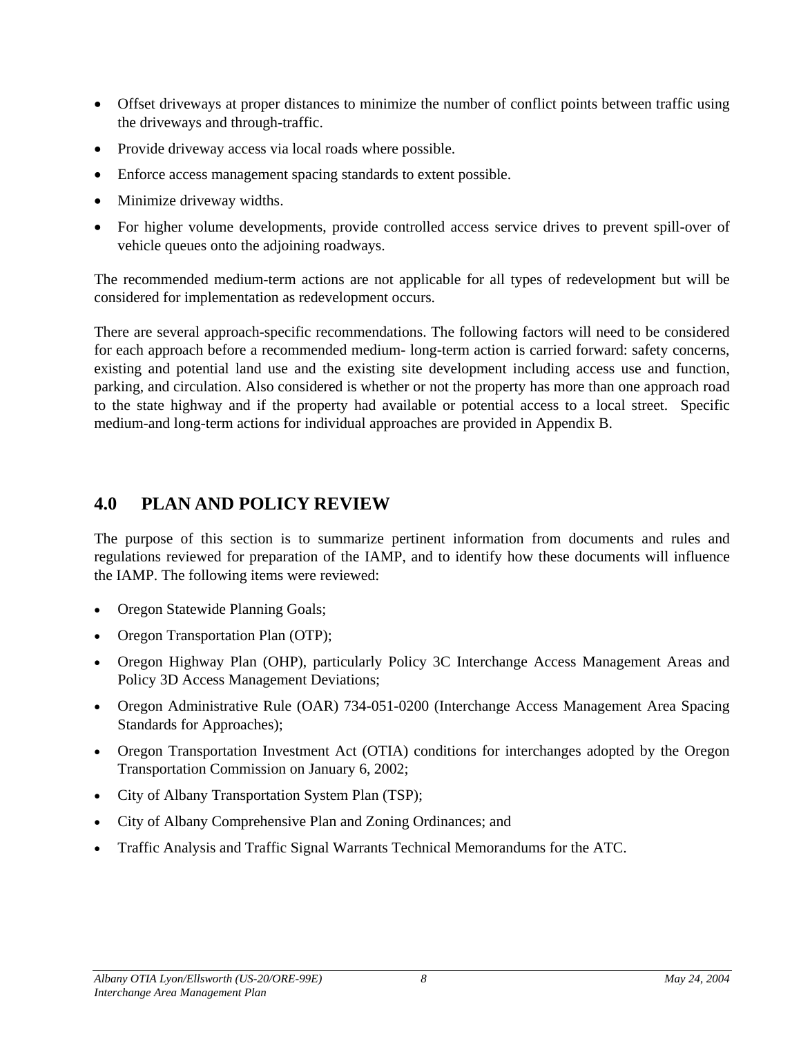- Offset driveways at proper distances to minimize the number of conflict points between traffic using the driveways and through-traffic.
- Provide driveway access via local roads where possible.
- Enforce access management spacing standards to extent possible.
- Minimize driveway widths.
- For higher volume developments, provide controlled access service drives to prevent spill-over of vehicle queues onto the adjoining roadways.

The recommended medium-term actions are not applicable for all types of redevelopment but will be considered for implementation as redevelopment occurs.

There are several approach-specific recommendations. The following factors will need to be considered for each approach before a recommended medium- long-term action is carried forward: safety concerns, existing and potential land use and the existing site development including access use and function, parking, and circulation. Also considered is whether or not the property has more than one approach road to the state highway and if the property had available or potential access to a local street. Specific medium-and long-term actions for individual approaches are provided in Appendix B.

## 4.0 PLAN AND POLICY REVIEW

The purpose of this section is to summarize pertinent information from documents and rules and regulations reviewed for preparation of the IAMP, and to identify how these documents will influence the IAMP. The following items were reviewed:

- Oregon Statewide Planning Goals;
- Oregon Transportation Plan (OTP);
- Oregon Highway Plan (OHP), particularly Policy 3C Interchange Access Management Areas and Policy 3D Access Management Deviations;
- Oregon Administrative Rule (OAR) 734-051-0200 (Interchange Access Management Area Spacing Standards for Approaches);
- Oregon Transportation Investment Act (OTIA) conditions for interchanges adopted by the Oregon Transportation Commission on January 6, 2002;
- City of Albany Transportation System Plan (TSP);
- City of Albany Comprehensive Plan and Zoning Ordinances; and
- Traffic Analysis and Traffic Signal Warrants Technical Memorandums for the ATC.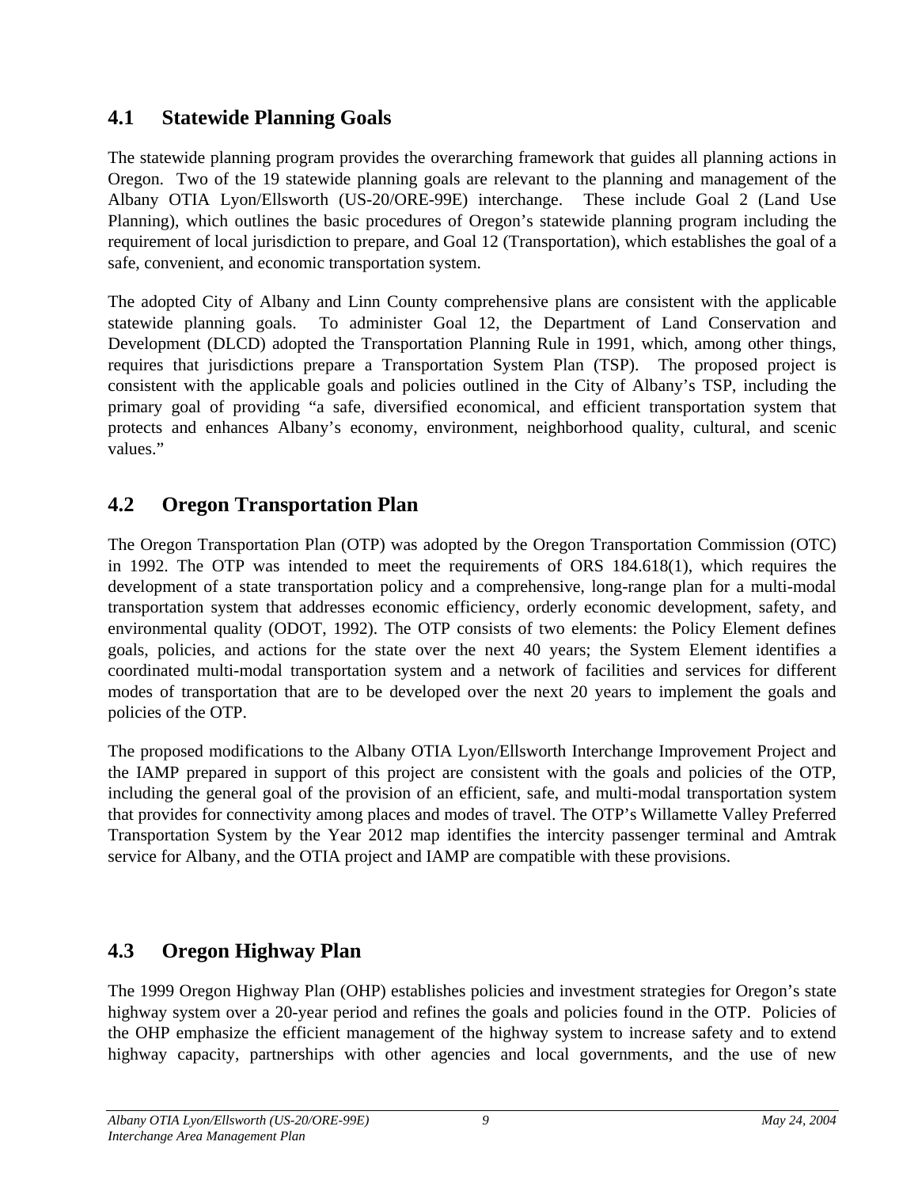## 4.1 Statewide Planning Goals

The statewide planning program provides the overarching framework that guides all planning actions in Oregon. Two of the 19 statewide planning goals are relevant to the planning and management of the Albany OTIA Lyon/Ellsworth (US-20/ORE-99E) interchange. These include Goal 2 (Land Use Planning), which outlines the basic procedures of Oregon's statewide planning program including the requirement of local jurisdiction to prepare, and Goal 12 (Transportation), which establishes the goal of a safe, convenient, and economic transportation system.

The adopted City of Albany and Linn County comprehensive plans are consistent with the applicable statewide planning goals. To administer Goal 12, the Department of Land Conservation and Development (DLCD) adopted the Transportation Planning Rule in 1991, which, among other things, requires that jurisdictions prepare a Transportation System Plan (TSP). The proposed project is consistent with the applicable goals and policies outlined in the City of Albany's TSP, including the primary goal of providing "a safe, diversified economical, and efficient transportation system that protects and enhances Albany's economy, environment, neighborhood quality, cultural, and scenic values."

## 4.2 Oregon Transportation Plan

The Oregon Transportation Plan (OTP) was adopted by the Oregon Transportation Commission (OTC) in 1992. The OTP was intended to meet the requirements of ORS 184.618(1), which requires the development of a state transportation policy and a comprehensive, long-range plan for a multi-modal transportation system that addresses economic efficiency, orderly economic development, safety, and environmental quality (ODOT, 1992). The OTP consists of two elements: the Policy Element defines goals, policies, and actions for the state over the next 40 years; the System Element identifies a coordinated multi-modal transportation system and a network of facilities and services for different modes of transportation that are to be developed over the next 20 years to implement the goals and policies of the OTP.

The proposed modifications to the Albany OTIA Lyon/Ellsworth Interchange Improvement Project and the IAMP prepared in support of this project are consistent with the goals and policies of the OTP, including the general goal of the provision of an efficient, safe, and multi-modal transportation system that provides for connectivity among places and modes of travel. The OTP's Willamette Valley Preferred Transportation System by the Year 2012 map identifies the intercity passenger terminal and Amtrak service for Albany, and the OTIA project and IAMP are compatible with these provisions.

## 4.3 Oregon Highway Plan

The 1999 Oregon Highway Plan (OHP) establishes policies and investment strategies for Oregon's state highway system over a 20-year period and refines the goals and policies found in the OTP. Policies of the OHP emphasize the efficient management of the highway system to increase safety and to extend highway capacity, partnerships with other agencies and local governments, and the use of new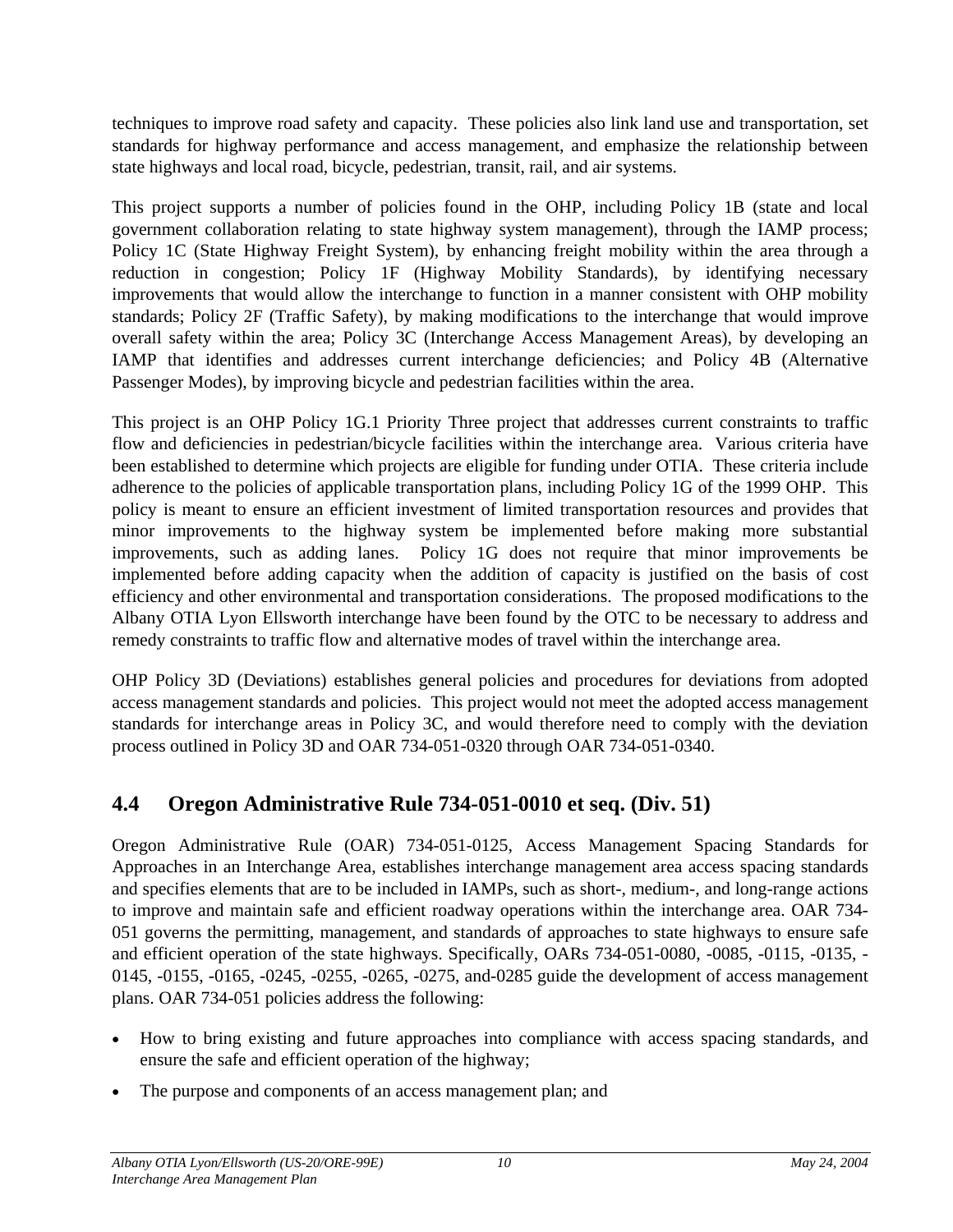techniques to improve road safety and capacity. These policies also link land use and transportation, set standards for highway performance and access management, and emphasize the relationship between state highways and local road, bicycle, pedestrian, transit, rail, and air systems.

This project supports a number of policies found in the OHP, including Policy 1B (state and local government collaboration relating to state highway system management), through the IAMP process; Policy 1C (State Highway Freight System), by enhancing freight mobility within the area through a reduction in congestion; Policy 1F (Highway Mobility Standards), by identifying necessary improvements that would allow the interchange to function in a manner consistent with OHP mobility standards; Policy 2F (Traffic Safety), by making modifications to the interchange that would improve overall safety within the area; Policy 3C (Interchange Access Management Areas), by developing an IAMP that identifies and addresses current interchange deficiencies; and Policy 4B (Alternative Passenger Modes), by improving bicycle and pedestrian facilities within the area.

This project is an OHP Policy 1G.1 Priority Three project that addresses current constraints to traffic flow and deficiencies in pedestrian/bicycle facilities within the interchange area. Various criteria have been established to determine which projects are eligible for funding under OTIA. These criteria include adherence to the policies of applicable transportation plans, including Policy 1G of the 1999 OHP. This policy is meant to ensure an efficient investment of limited transportation resources and provides that minor improvements to the highway system be implemented before making more substantial improvements, such as adding lanes. Policy 1G does not require that minor improvements be implemented before adding capacity when the addition of capacity is justified on the basis of cost efficiency and other environmental and transportation considerations. The proposed modifications to the Albany OTIA Lyon Ellsworth interchange have been found by the OTC to be necessary to address and remedy constraints to traffic flow and alternative modes of travel within the interchange area.

OHP Policy 3D (Deviations) establishes general policies and procedures for deviations from adopted access management standards and policies. This project would not meet the adopted access management standards for interchange areas in Policy 3C, and would therefore need to comply with the deviation process outlined in Policy 3D and OAR 734-051-0320 through OAR 734-051-0340.

## 4.4 Oregon Administrative Rule 734-051-0010 et seq. (Div. 51)

Oregon Administrative Rule (OAR) 734-051-0125, Access Management Spacing Standards for Approaches in an Interchange Area, establishes interchange management area access spacing standards and specifies elements that are to be included in IAMPs, such as short-, medium-, and long-range actions to improve and maintain safe and efficient roadway operations within the interchange area. OAR 734-051 governs the permitting, management, and standards of approaches to state highways to ensure safe and efficient operation of the state highways. Specifically, OARs 734-051-0080, -0085, -0115, -0135, -0145, -0155, -0165, -0245, -0255, -0265, -0275, and-0285 guide the development of access management plans. OAR 734-051 policies address the following:

- How to bring existing and future approaches into compliance with access spacing standards, and ensure the safe and efficient operation of the highway;
- The purpose and components of an access management plan; and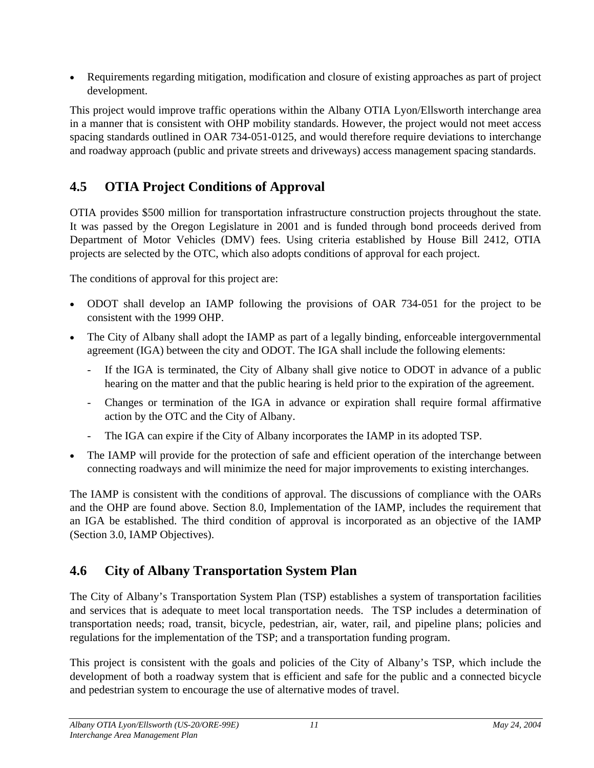- Requirements regarding mitigation, modification and closure of existing approaches as part of project development.

This project would improve traffic operations within the Albany OTIA Lyon/Ellsworth interchange area in a manner that is consistent with OHP mobility standards. However, the project would not meet access spacing standards outlined in OAR 734-051-0125, and would therefore require deviations to interchange and roadway approach (public and private streets and driveways) access management spacing standards.

## 4.5 OTIA Project Conditions of Approval

OTIA provides $500 million for transportation infrastructure construction projects throughout the state. It was passed by the Oregon Legislature in 2001 and is funded through bond proceeds derived from Department of Motor Vehicles (DMV) fees. Using criteria established by House Bill 2412, OTIA projects are selected by the OTC, which also adopts conditions of approval for each project.

The conditions of approval for this project are:

- ODOT shall develop an IAMP following the provisions of OAR 734-051 for the project to be consistent with the 1999 OHP.
- The City of Albany shall adopt the IAMP as part of a legally binding, enforceable intergovernmental agreement (IGA) between the city and ODOT. The IGA shall include the following elements:
  - If the IGA is terminated, the City of Albany shall give notice to ODOT in advance of a public hearing on the matter and that the public hearing is held prior to the expiration of the agreement.
  - Changes or termination of the IGA in advance or expiration shall require formal affirmative action by the OTC and the City of Albany.
  - The IGA can expire if the City of Albany incorporates the IAMP in its adopted TSP.
- The IAMP will provide for the protection of safe and efficient operation of the interchange between connecting roadways and will minimize the need for major improvements to existing interchanges.

The IAMP is consistent with the conditions of approval. The discussions of compliance with the OARs and the OHP are found above. Section 8.0, Implementation of the IAMP, includes the requirement that an IGA be established. The third condition of approval is incorporated as an objective of the IAMP (Section 3.0, IAMP Objectives).

## 4.6 City of Albany Transportation System Plan

The City of Albany's Transportation System Plan (TSP) establishes a system of transportation facilities and services that is adequate to meet local transportation needs. The TSP includes a determination of transportation needs; road, transit, bicycle, pedestrian, air, water, rail, and pipeline plans; policies and regulations for the implementation of the TSP; and a transportation funding program.

This project is consistent with the goals and policies of the City of Albany's TSP, which include the development of both a roadway system that is efficient and safe for the public and a connected bicycle and pedestrian system to encourage the use of alternative modes of travel.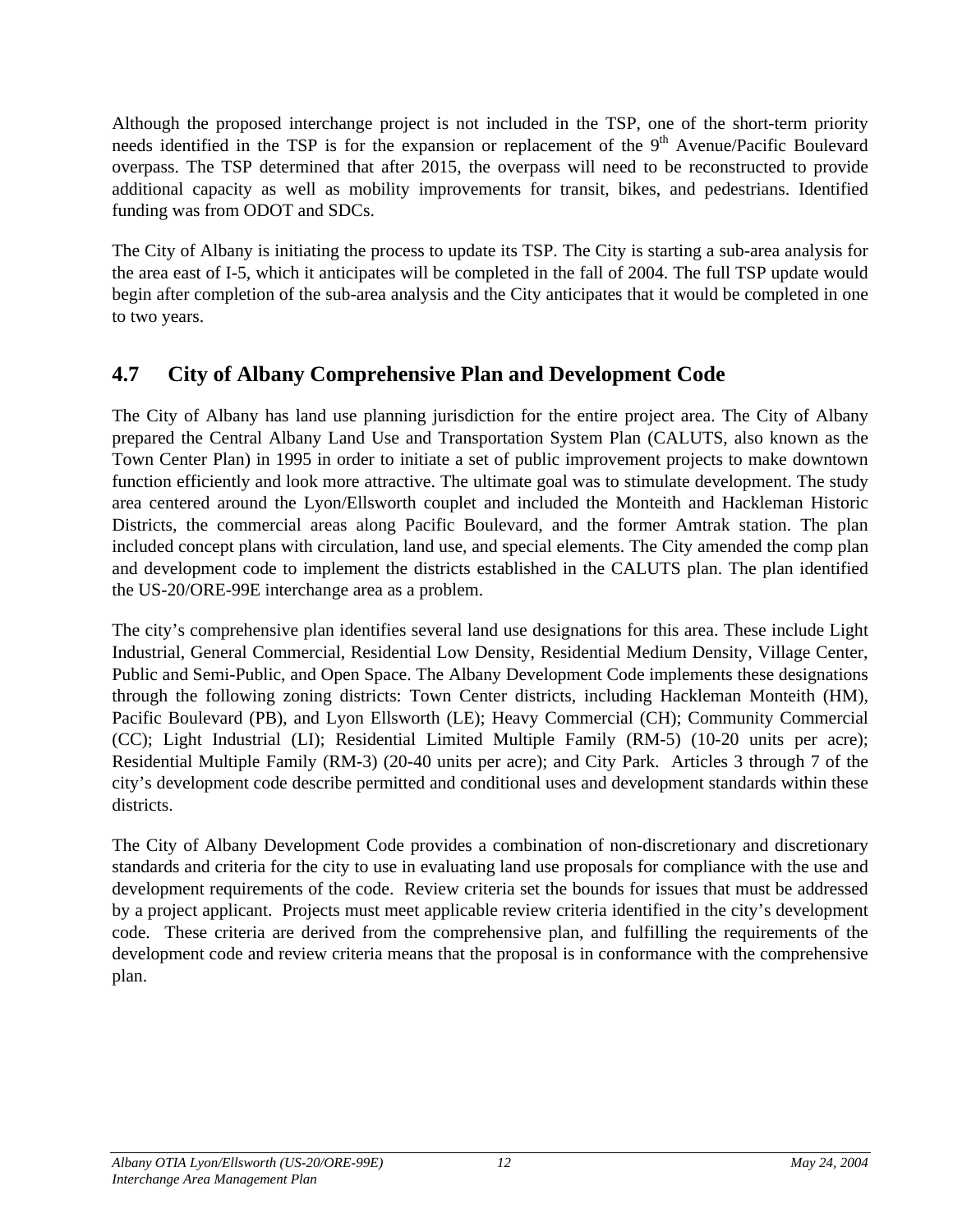Although the proposed interchange project is not included in the TSP, one of the short-term priority needs identified in the TSP is for the expansion or replacement of the 9$^{th}$ Avenue/Pacific Boulevard overpass. The TSP determined that after 2015, the overpass will need to be reconstructed to provide additional capacity as well as mobility improvements for transit, bikes, and pedestrians. Identified funding was from ODOT and SDCs.

The City of Albany is initiating the process to update its TSP. The City is starting a sub-area analysis for the area east of I-5, which it anticipates will be completed in the fall of 2004. The full TSP update would begin after completion of the sub-area analysis and the City anticipates that it would be completed in one to two years.

## 4.7 City of Albany Comprehensive Plan and Development Code

The City of Albany has land use planning jurisdiction for the entire project area. The City of Albany prepared the Central Albany Land Use and Transportation System Plan (CALUTS, also known as the Town Center Plan) in 1995 in order to initiate a set of public improvement projects to make downtown function efficiently and look more attractive. The ultimate goal was to stimulate development. The study area centered around the Lyon/Ellsworth couplet and included the Monteith and Hackleman Historic Districts, the commercial areas along Pacific Boulevard, and the former Amtrak station. The plan included concept plans with circulation, land use, and special elements. The City amended the comp plan and development code to implement the districts established in the CALUTS plan. The plan identified the US-20/ORE-99E interchange area as a problem.

The city's comprehensive plan identifies several land use designations for this area. These include Light Industrial, General Commercial, Residential Low Density, Residential Medium Density, Village Center, Public and Semi-Public, and Open Space. The Albany Development Code implements these designations through the following zoning districts: Town Center districts, including Hackleman Monteith (HM), Pacific Boulevard (PB), and Lyon Ellsworth (LE); Heavy Commercial (CH); Community Commercial (CC); Light Industrial (LI); Residential Limited Multiple Family (RM-5) (10-20 units per acre); Residential Multiple Family (RM-3) (20-40 units per acre); and City Park. Articles 3 through 7 of the city's development code describe permitted and conditional uses and development standards within these districts.

The City of Albany Development Code provides a combination of non-discretionary and discretionary standards and criteria for the city to use in evaluating land use proposals for compliance with the use and development requirements of the code. Review criteria set the bounds for issues that must be addressed by a project applicant. Projects must meet applicable review criteria identified in the city's development code. These criteria are derived from the comprehensive plan, and fulfilling the requirements of the development code and review criteria means that the proposal is in conformance with the comprehensive plan.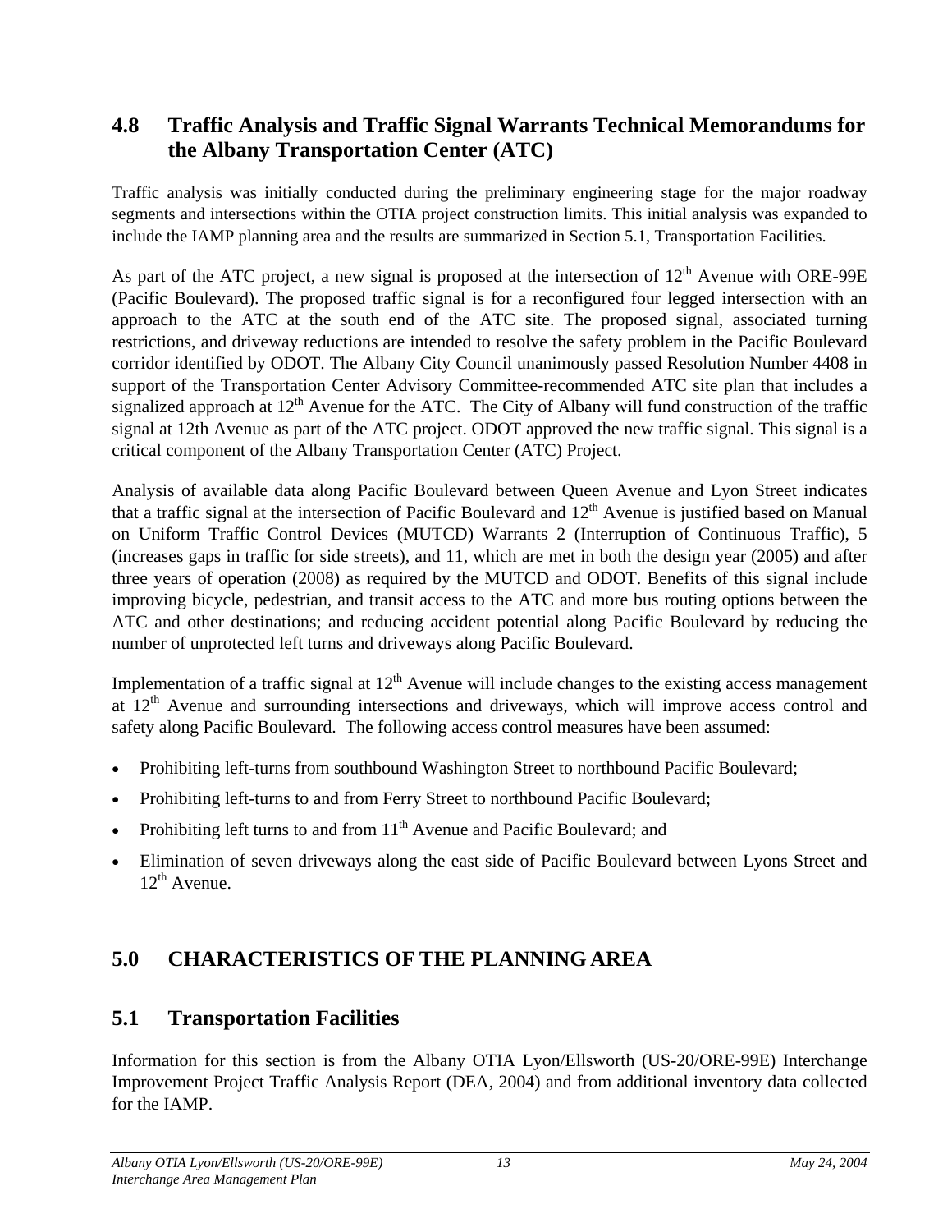## 4.8 Traffic Analysis and Traffic Signal Warrants Technical Memorandums for the Albany Transportation Center (ATC)

Traffic analysis was initially conducted during the preliminary engineering stage for the major roadway segments and intersections within the OTIA project construction limits. This initial analysis was expanded to include the IAMP planning area and the results are summarized in Section 5.1, Transportation Facilities.

As part of the ATC project, a new signal is proposed at the intersection of 12th Avenue with ORE-99E (Pacific Boulevard). The proposed traffic signal is for a reconfigured four legged intersection with an approach to the ATC at the south end of the ATC site. The proposed signal, associated turning restrictions, and driveway reductions are intended to resolve the safety problem in the Pacific Boulevard corridor identified by ODOT. The Albany City Council unanimously passed Resolution Number 4408 in support of the Transportation Center Advisory Committee-recommended ATC site plan that includes a signalized approach at 12th Avenue for the ATC. The City of Albany will fund construction of the traffic signal at 12th Avenue as part of the ATC project. ODOT approved the new traffic signal. This signal is a critical component of the Albany Transportation Center (ATC) Project.

Analysis of available data along Pacific Boulevard between Queen Avenue and Lyon Street indicates that a traffic signal at the intersection of Pacific Boulevard and 12th Avenue is justified based on Manual on Uniform Traffic Control Devices (MUTCD) Warrants 2 (Interruption of Continuous Traffic), 5 (increases gaps in traffic for side streets), and 11, which are met in both the design year (2005) and after three years of operation (2008) as required by the MUTCD and ODOT. Benefits of this signal include improving bicycle, pedestrian, and transit access to the ATC and more bus routing options between the ATC and other destinations; and reducing accident potential along Pacific Boulevard by reducing the number of unprotected left turns and driveways along Pacific Boulevard.

Implementation of a traffic signal at 12th Avenue will include changes to the existing access management at 12th Avenue and surrounding intersections and driveways, which will improve access control and safety along Pacific Boulevard. The following access control measures have been assumed:

- Prohibiting left-turns from southbound Washington Street to northbound Pacific Boulevard;
- Prohibiting left-turns to and from Ferry Street to northbound Pacific Boulevard;
- Prohibiting left turns to and from 11th Avenue and Pacific Boulevard; and
- Elimination of seven driveways along the east side of Pacific Boulevard between Lyons Street and 12th Avenue.

# 5.0 CHARACTERISTICS OF THE PLANNING AREA

## 5.1 Transportation Facilities

Information for this section is from the Albany OTIA Lyon/Ellsworth (US-20/ORE-99E) Interchange Improvement Project Traffic Analysis Report (DEA, 2004) and from additional inventory data collected for the IAMP.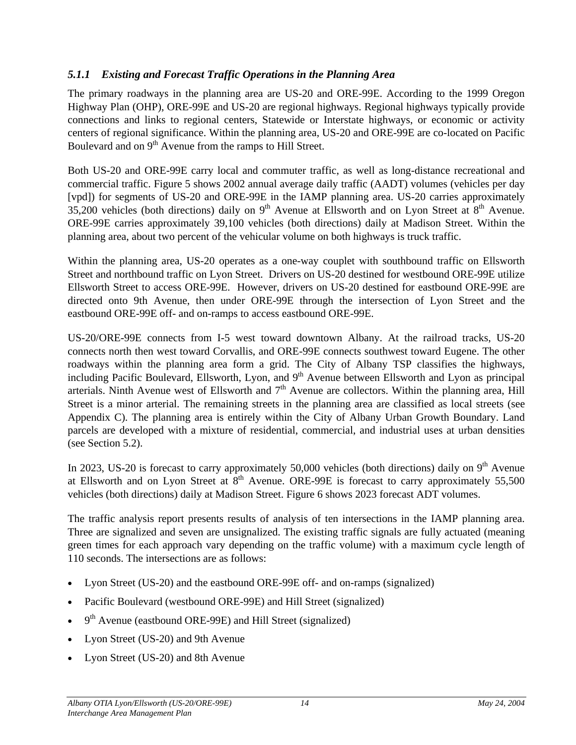### *5.1.1 Existing and Forecast Traffic Operations in the Planning Area*

The primary roadways in the planning area are US-20 and ORE-99E. According to the 1999 Oregon Highway Plan (OHP), ORE-99E and US-20 are regional highways. Regional highways typically provide connections and links to regional centers, Statewide or Interstate highways, or economic or activity centers of regional significance. Within the planning area, US-20 and ORE-99E are co-located on Pacific Boulevard and on 9th Avenue from the ramps to Hill Street.

Both US-20 and ORE-99E carry local and commuter traffic, as well as long-distance recreational and commercial traffic. Figure 5 shows 2002 annual average daily traffic (AADT) volumes (vehicles per day [vpd]) for segments of US-20 and ORE-99E in the IAMP planning area. US-20 carries approximately 35,200 vehicles (both directions) daily on 9th Avenue at Ellsworth and on Lyon Street at 8th Avenue. ORE-99E carries approximately 39,100 vehicles (both directions) daily at Madison Street. Within the planning area, about two percent of the vehicular volume on both highways is truck traffic.

Within the planning area, US-20 operates as a one-way couplet with southbound traffic on Ellsworth Street and northbound traffic on Lyon Street. Drivers on US-20 destined for westbound ORE-99E utilize Ellsworth Street to access ORE-99E. However, drivers on US-20 destined for eastbound ORE-99E are directed onto 9th Avenue, then under ORE-99E through the intersection of Lyon Street and the eastbound ORE-99E off- and on-ramps to access eastbound ORE-99E.

US-20/ORE-99E connects from I-5 west toward downtown Albany. At the railroad tracks, US-20 connects north then west toward Corvallis, and ORE-99E connects southwest toward Eugene. The other roadways within the planning area form a grid. The City of Albany TSP classifies the highways, including Pacific Boulevard, Ellsworth, Lyon, and 9th Avenue between Ellsworth and Lyon as principal arterials. Ninth Avenue west of Ellsworth and 7th Avenue are collectors. Within the planning area, Hill Street is a minor arterial. The remaining streets in the planning area are classified as local streets (see Appendix C). The planning area is entirely within the City of Albany Urban Growth Boundary. Land parcels are developed with a mixture of residential, commercial, and industrial uses at urban densities (see Section 5.2).

In 2023, US-20 is forecast to carry approximately 50,000 vehicles (both directions) daily on 9th Avenue at Ellsworth and on Lyon Street at 8th Avenue. ORE-99E is forecast to carry approximately 55,500 vehicles (both directions) daily at Madison Street. Figure 6 shows 2023 forecast ADT volumes.

The traffic analysis report presents results of analysis of ten intersections in the IAMP planning area. Three are signalized and seven are unsignalized. The existing traffic signals are fully actuated (meaning green times for each approach vary depending on the traffic volume) with a maximum cycle length of 110 seconds. The intersections are as follows:

- Lyon Street (US-20) and the eastbound ORE-99E off- and on-ramps (signalized)
- Pacific Boulevard (westbound ORE-99E) and Hill Street (signalized)
- 9th Avenue (eastbound ORE-99E) and Hill Street (signalized)
- Lyon Street (US-20) and 9th Avenue
- Lyon Street (US-20) and 8th Avenue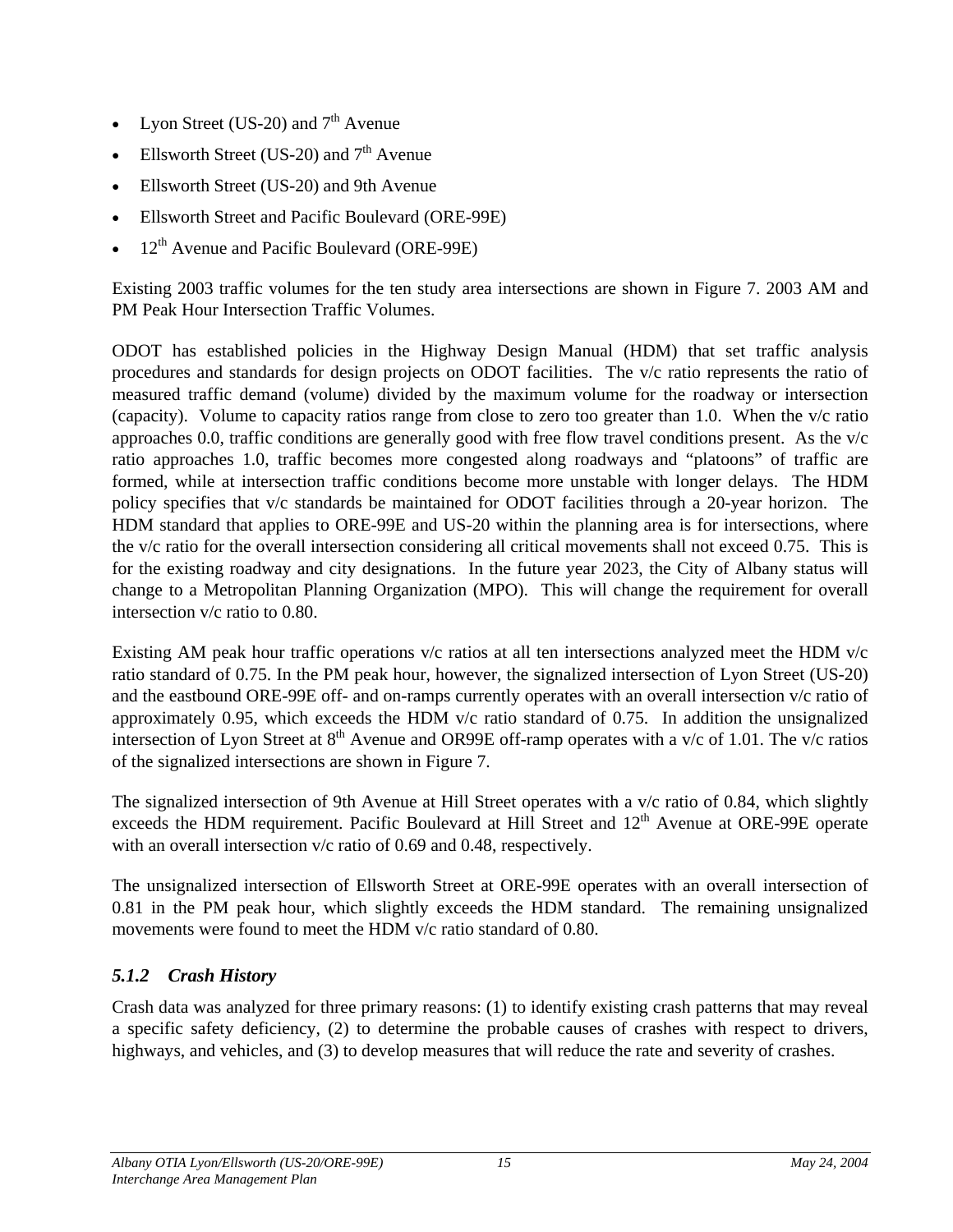- Lyon Street (US-20) and 7th Avenue
- Ellsworth Street (US-20) and 7th Avenue
- Ellsworth Street (US-20) and 9th Avenue
- Ellsworth Street and Pacific Boulevard (ORE-99E)
- 12th Avenue and Pacific Boulevard (ORE-99E)

Existing 2003 traffic volumes for the ten study area intersections are shown in Figure 7. 2003 AM and PM Peak Hour Intersection Traffic Volumes.

ODOT has established policies in the Highway Design Manual (HDM) that set traffic analysis procedures and standards for design projects on ODOT facilities. The v/c ratio represents the ratio of measured traffic demand (volume) divided by the maximum volume for the roadway or intersection (capacity). Volume to capacity ratios range from close to zero too greater than 1.0. When the v/c ratio approaches 0.0, traffic conditions are generally good with free flow travel conditions present. As the v/c ratio approaches 1.0, traffic becomes more congested along roadways and "platoons" of traffic are formed, while at intersection traffic conditions become more unstable with longer delays. The HDM policy specifies that v/c standards be maintained for ODOT facilities through a 20-year horizon. The HDM standard that applies to ORE-99E and US-20 within the planning area is for intersections, where the v/c ratio for the overall intersection considering all critical movements shall not exceed 0.75. This is for the existing roadway and city designations. In the future year 2023, the City of Albany status will change to a Metropolitan Planning Organization (MPO). This will change the requirement for overall intersection v/c ratio to 0.80.

Existing AM peak hour traffic operations v/c ratios at all ten intersections analyzed meet the HDM v/c ratio standard of 0.75. In the PM peak hour, however, the signalized intersection of Lyon Street (US-20) and the eastbound ORE-99E off- and on-ramps currently operates with an overall intersection v/c ratio of approximately 0.95, which exceeds the HDM v/c ratio standard of 0.75. In addition the unsignalized intersection of Lyon Street at 8th Avenue and OR99E off-ramp operates with a v/c of 1.01. The v/c ratios of the signalized intersections are shown in Figure 7.

The signalized intersection of 9th Avenue at Hill Street operates with a v/c ratio of 0.84, which slightly exceeds the HDM requirement. Pacific Boulevard at Hill Street and 12th Avenue at ORE-99E operate with an overall intersection v/c ratio of 0.69 and 0.48, respectively.

The unsignalized intersection of Ellsworth Street at ORE-99E operates with an overall intersection of 0.81 in the PM peak hour, which slightly exceeds the HDM standard. The remaining unsignalized movements were found to meet the HDM v/c ratio standard of 0.80.

### *5.1.2 Crash History*

Crash data was analyzed for three primary reasons: (1) to identify existing crash patterns that may reveal a specific safety deficiency, (2) to determine the probable causes of crashes with respect to drivers, highways, and vehicles, and (3) to develop measures that will reduce the rate and severity of crashes.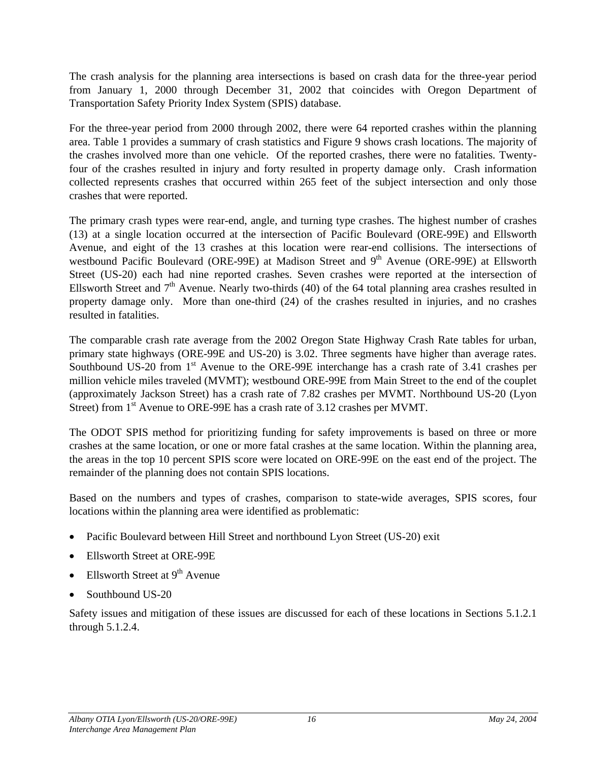The crash analysis for the planning area intersections is based on crash data for the three-year period from January 1, 2000 through December 31, 2002 that coincides with Oregon Department of Transportation Safety Priority Index System (SPIS) database.

For the three-year period from 2000 through 2002, there were 64 reported crashes within the planning area. Table 1 provides a summary of crash statistics and Figure 9 shows crash locations. The majority of the crashes involved more than one vehicle. Of the reported crashes, there were no fatalities. Twenty-four of the crashes resulted in injury and forty resulted in property damage only. Crash information collected represents crashes that occurred within 265 feet of the subject intersection and only those crashes that were reported.

The primary crash types were rear-end, angle, and turning type crashes. The highest number of crashes (13) at a single location occurred at the intersection of Pacific Boulevard (ORE-99E) and Ellsworth Avenue, and eight of the 13 crashes at this location were rear-end collisions. The intersections of westbound Pacific Boulevard (ORE-99E) at Madison Street and 9th Avenue (ORE-99E) at Ellsworth Street (US-20) each had nine reported crashes. Seven crashes were reported at the intersection of Ellsworth Street and 7th Avenue. Nearly two-thirds (40) of the 64 total planning area crashes resulted in property damage only. More than one-third (24) of the crashes resulted in injuries, and no crashes resulted in fatalities.

The comparable crash rate average from the 2002 Oregon State Highway Crash Rate tables for urban, primary state highways (ORE-99E and US-20) is 3.02. Three segments have higher than average rates. Southbound US-20 from 1st Avenue to the ORE-99E interchange has a crash rate of 3.41 crashes per million vehicle miles traveled (MVMT); westbound ORE-99E from Main Street to the end of the couplet (approximately Jackson Street) has a crash rate of 7.82 crashes per MVMT. Northbound US-20 (Lyon Street) from 1st Avenue to ORE-99E has a crash rate of 3.12 crashes per MVMT.

The ODOT SPIS method for prioritizing funding for safety improvements is based on three or more crashes at the same location, or one or more fatal crashes at the same location. Within the planning area, the areas in the top 10 percent SPIS score were located on ORE-99E on the east end of the project. The remainder of the planning does not contain SPIS locations.

Based on the numbers and types of crashes, comparison to state-wide averages, SPIS scores, four locations within the planning area were identified as problematic:

- Pacific Boulevard between Hill Street and northbound Lyon Street (US-20) exit
- Ellsworth Street at ORE-99E
- Ellsworth Street at 9th Avenue
- Southbound US-20

Safety issues and mitigation of these issues are discussed for each of these locations in Sections 5.1.2.1 through 5.1.2.4.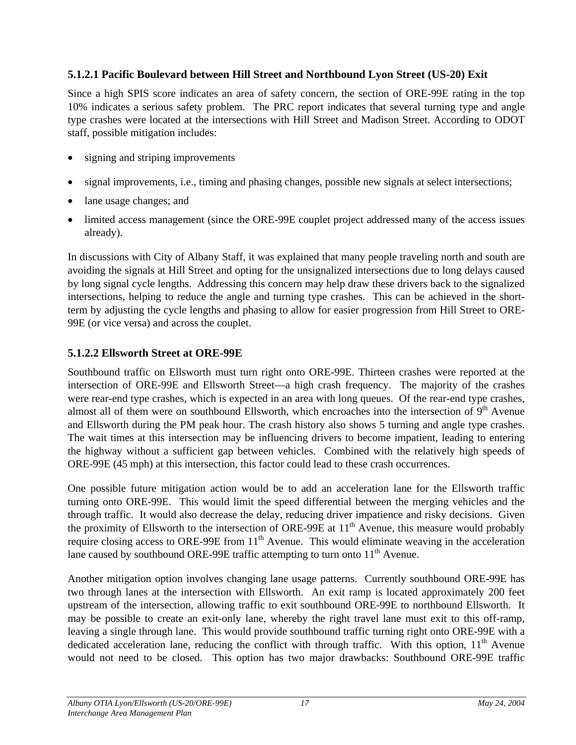#### 5.1.2.1 Pacific Boulevard between Hill Street and Northbound Lyon Street (US-20) Exit

Since a high SPIS score indicates an area of safety concern, the section of ORE-99E rating in the top 10% indicates a serious safety problem. The PRC report indicates that several turning type and angle type crashes were located at the intersections with Hill Street and Madison Street. According to ODOT staff, possible mitigation includes:

- signing and striping improvements
- signal improvements, i.e., timing and phasing changes, possible new signals at select intersections;
- lane usage changes; and
- limited access management (since the ORE-99E couplet project addressed many of the access issues already).

In discussions with City of Albany Staff, it was explained that many people traveling north and south are avoiding the signals at Hill Street and opting for the unsignalized intersections due to long delays caused by long signal cycle lengths. Addressing this concern may help draw these drivers back to the signalized intersections, helping to reduce the angle and turning type crashes. This can be achieved in the short-term by adjusting the cycle lengths and phasing to allow for easier progression from Hill Street to ORE-99E (or vice versa) and across the couplet.

#### 5.1.2.2 Ellsworth Street at ORE-99E

Southbound traffic on Ellsworth must turn right onto ORE-99E. Thirteen crashes were reported at the intersection of ORE-99E and Ellsworth Street—a high crash frequency. The majority of the crashes were rear-end type crashes, which is expected in an area with long queues. Of the rear-end type crashes, almost all of them were on southbound Ellsworth, which encroaches into the intersection of 9th Avenue and Ellsworth during the PM peak hour. The crash history also shows 5 turning and angle type crashes. The wait times at this intersection may be influencing drivers to become impatient, leading to entering the highway without a sufficient gap between vehicles. Combined with the relatively high speeds of ORE-99E (45 mph) at this intersection, this factor could lead to these crash occurrences.

One possible future mitigation action would be to add an acceleration lane for the Ellsworth traffic turning onto ORE-99E. This would limit the speed differential between the merging vehicles and the through traffic. It would also decrease the delay, reducing driver impatience and risky decisions. Given the proximity of Ellsworth to the intersection of ORE-99E at 11th Avenue, this measure would probably require closing access to ORE-99E from 11th Avenue. This would eliminate weaving in the acceleration lane caused by southbound ORE-99E traffic attempting to turn onto 11th Avenue.

Another mitigation option involves changing lane usage patterns. Currently southbound ORE-99E has two through lanes at the intersection with Ellsworth. An exit ramp is located approximately 200 feet upstream of the intersection, allowing traffic to exit southbound ORE-99E to northbound Ellsworth. It may be possible to create an exit-only lane, whereby the right travel lane must exit to this off-ramp, leaving a single through lane. This would provide southbound traffic turning right onto ORE-99E with a dedicated acceleration lane, reducing the conflict with through traffic. With this option, 11th Avenue would not need to be closed. This option has two major drawbacks: Southbound ORE-99E traffic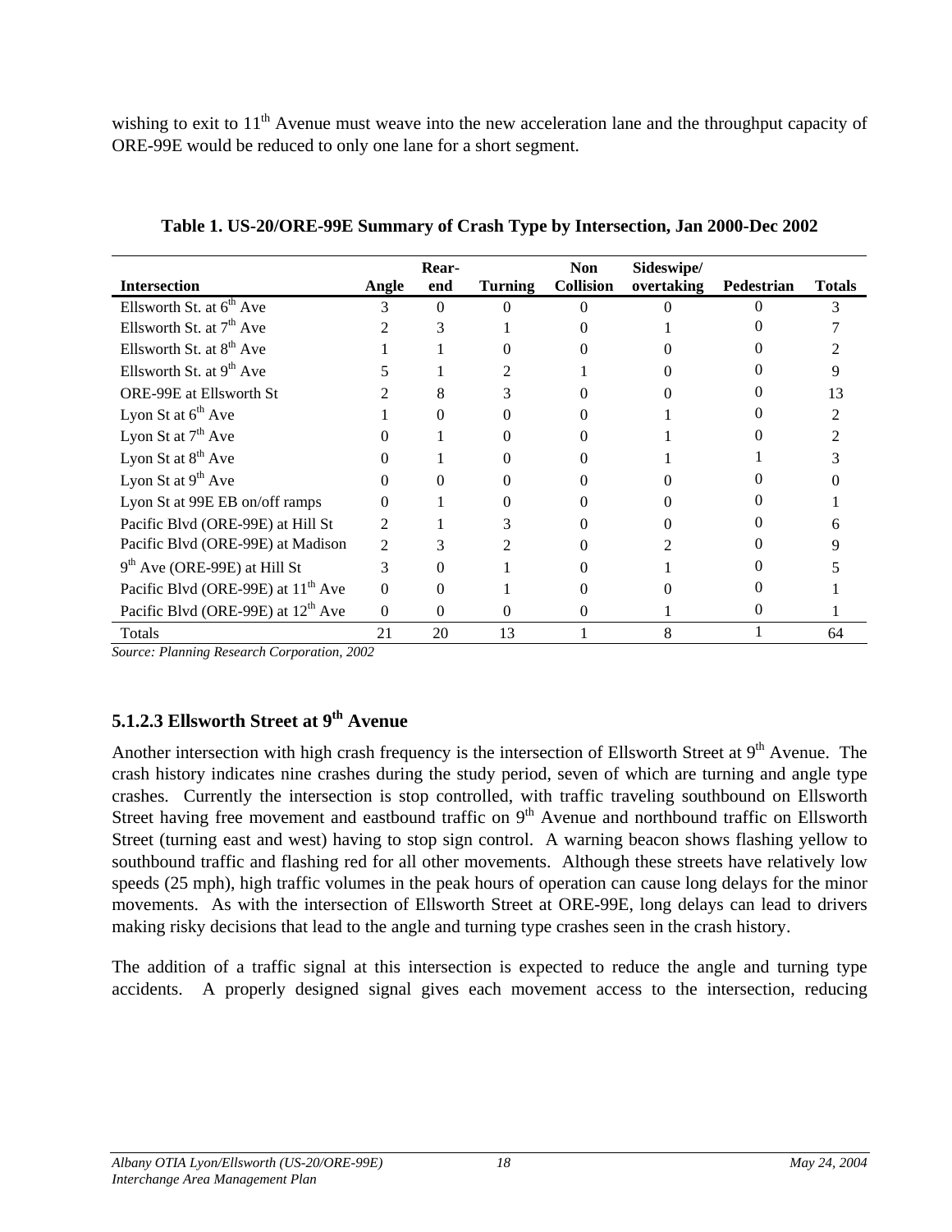wishing to exit to 11th Avenue must weave into the new acceleration lane and the throughput capacity of ORE-99E would be reduced to only one lane for a short segment.

**Table 1. US-20/ORE-99E Summary of Crash Type by Intersection, Jan 2000-Dec 2002**

| Intersection | Angle | Rear-end | Turning | Non Collision | Sideswipe/ overtaking | Pedestrian | Totals |
|---|---|---|---|---|---|---|---|
| Ellsworth St. at 6th Ave | 3 | 0 | 0 | 0 | 0 | 0 | 3 |
| Ellsworth St. at 7th Ave | 2 | 3 | 1 | 0 | 1 | 0 | 7 |
| Ellsworth St. at 8th Ave | 1 | 1 | 0 | 0 | 0 | 0 | 2 |
| Ellsworth St. at 9th Ave | 5 | 1 | 2 | 1 | 0 | 0 | 9 |
| ORE-99E at Ellsworth St | 2 | 8 | 3 | 0 | 0 | 0 | 13 |
| Lyon St at 6th Ave | 1 | 0 | 0 | 0 | 1 | 0 | 2 |
| Lyon St at 7th Ave | 0 | 1 | 0 | 0 | 1 | 0 | 2 |
| Lyon St at 8th Ave | 0 | 1 | 0 | 0 | 1 | 1 | 3 |
| Lyon St at 9th Ave | 0 | 0 | 0 | 0 | 0 | 0 | 0 |
| Lyon St at 99E EB on/off ramps | 0 | 1 | 0 | 0 | 0 | 0 | 1 |
| Pacific Blvd (ORE-99E) at Hill St | 2 | 1 | 3 | 0 | 0 | 0 | 6 |
| Pacific Blvd (ORE-99E) at Madison | 2 | 3 | 2 | 0 | 2 | 0 | 9 |
| 9th Ave (ORE-99E) at Hill St | 3 | 0 | 1 | 0 | 1 | 0 | 5 |
| Pacific Blvd (ORE-99E) at 11th Ave | 0 | 0 | 1 | 0 | 0 | 0 | 1 |
| Pacific Blvd (ORE-99E) at 12th Ave | 0 | 0 | 0 | 0 | 1 | 0 | 1 |
| Totals | 21 | 20 | 13 | 1 | 8 | 1 | 64 |

*Source: Planning Research Corporation, 2002*

### 5.1.2.3 Ellsworth Street at 9th Avenue

Another intersection with high crash frequency is the intersection of Ellsworth Street at 9th Avenue. The crash history indicates nine crashes during the study period, seven of which are turning and angle type crashes. Currently the intersection is stop controlled, with traffic traveling southbound on Ellsworth Street having free movement and eastbound traffic on 9th Avenue and northbound traffic on Ellsworth Street (turning east and west) having to stop sign control. A warning beacon shows flashing yellow to southbound traffic and flashing red for all other movements. Although these streets have relatively low speeds (25 mph), high traffic volumes in the peak hours of operation can cause long delays for the minor movements. As with the intersection of Ellsworth Street at ORE-99E, long delays can lead to drivers making risky decisions that lead to the angle and turning type crashes seen in the crash history.

The addition of a traffic signal at this intersection is expected to reduce the angle and turning type accidents. A properly designed signal gives each movement access to the intersection, reducing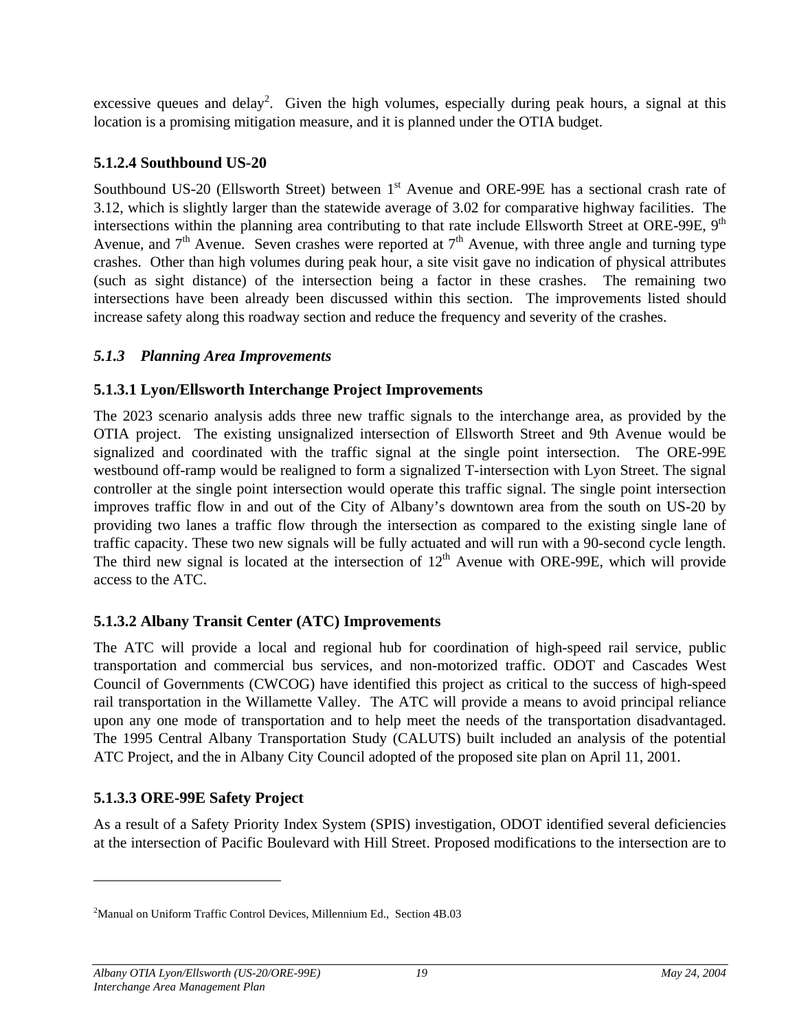excessive queues and delay[2]. Given the high volumes, especially during peak hours, a signal at this location is a promising mitigation measure, and it is planned under the OTIA budget.

### 5.1.2.4 Southbound US-20

Southbound US-20 (Ellsworth Street) between 1st Avenue and ORE-99E has a sectional crash rate of 3.12, which is slightly larger than the statewide average of 3.02 for comparative highway facilities. The intersections within the planning area contributing to that rate include Ellsworth Street at ORE-99E, 9th Avenue, and 7th Avenue. Seven crashes were reported at 7th Avenue, with three angle and turning type crashes. Other than high volumes during peak hour, a site visit gave no indication of physical attributes (such as sight distance) of the intersection being a factor in these crashes. The remaining two intersections have been already been discussed within this section. The improvements listed should increase safety along this roadway section and reduce the frequency and severity of the crashes.

## *5.1.3 Planning Area Improvements*

### 5.1.3.1 Lyon/Ellsworth Interchange Project Improvements

The 2023 scenario analysis adds three new traffic signals to the interchange area, as provided by the OTIA project. The existing unsignalized intersection of Ellsworth Street and 9th Avenue would be signalized and coordinated with the traffic signal at the single point intersection. The ORE-99E westbound off-ramp would be realigned to form a signalized T-intersection with Lyon Street. The signal controller at the single point intersection would operate this traffic signal. The single point intersection improves traffic flow in and out of the City of Albany's downtown area from the south on US-20 by providing two lanes a traffic flow through the intersection as compared to the existing single lane of traffic capacity. These two new signals will be fully actuated and will run with a 90-second cycle length. The third new signal is located at the intersection of 12th Avenue with ORE-99E, which will provide access to the ATC.

### 5.1.3.2 Albany Transit Center (ATC) Improvements

The ATC will provide a local and regional hub for coordination of high-speed rail service, public transportation and commercial bus services, and non-motorized traffic. ODOT and Cascades West Council of Governments (CWCOG) have identified this project as critical to the success of high-speed rail transportation in the Willamette Valley. The ATC will provide a means to avoid principal reliance upon any one mode of transportation and to help meet the needs of the transportation disadvantaged. The 1995 Central Albany Transportation Study (CALUTS) built included an analysis of the potential ATC Project, and the in Albany City Council adopted of the proposed site plan on April 11, 2001.

### 5.1.3.3 ORE-99E Safety Project

As a result of a Safety Priority Index System (SPIS) investigation, ODOT identified several deficiencies at the intersection of Pacific Boulevard with Hill Street. Proposed modifications to the intersection are to

---

[2] Manual on Uniform Traffic Control Devices, Millennium Ed., Section 4B.03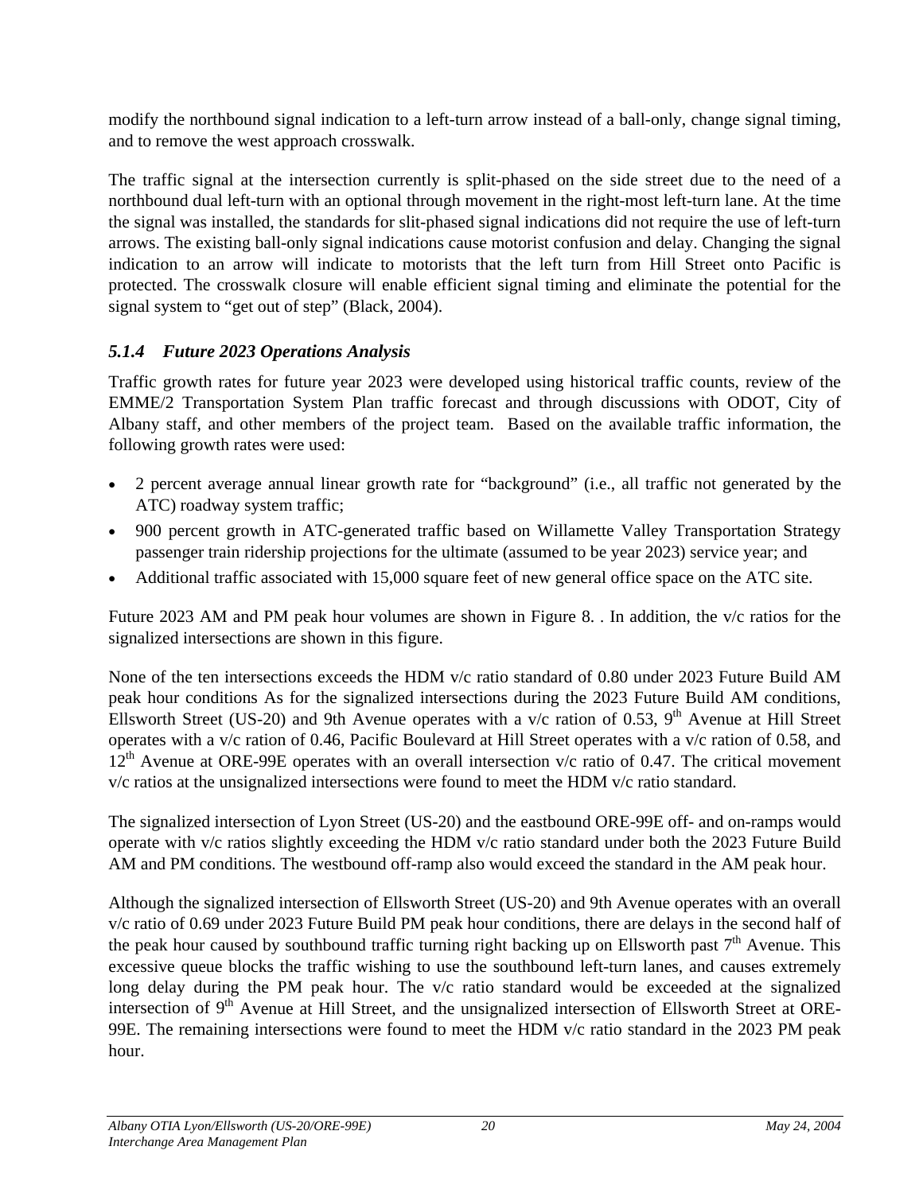modify the northbound signal indication to a left-turn arrow instead of a ball-only, change signal timing, and to remove the west approach crosswalk.

The traffic signal at the intersection currently is split-phased on the side street due to the need of a northbound dual left-turn with an optional through movement in the right-most left-turn lane. At the time the signal was installed, the standards for slit-phased signal indications did not require the use of left-turn arrows. The existing ball-only signal indications cause motorist confusion and delay. Changing the signal indication to an arrow will indicate to motorists that the left turn from Hill Street onto Pacific is protected. The crosswalk closure will enable efficient signal timing and eliminate the potential for the signal system to "get out of step" (Black, 2004).

### *5.1.4 Future 2023 Operations Analysis*

Traffic growth rates for future year 2023 were developed using historical traffic counts, review of the EMME/2 Transportation System Plan traffic forecast and through discussions with ODOT, City of Albany staff, and other members of the project team. Based on the available traffic information, the following growth rates were used:

- 2 percent average annual linear growth rate for "background" (i.e., all traffic not generated by the ATC) roadway system traffic;
- 900 percent growth in ATC-generated traffic based on Willamette Valley Transportation Strategy passenger train ridership projections for the ultimate (assumed to be year 2023) service year; and
- Additional traffic associated with 15,000 square feet of new general office space on the ATC site.

Future 2023 AM and PM peak hour volumes are shown in Figure 8. . In addition, the v/c ratios for the signalized intersections are shown in this figure.

None of the ten intersections exceeds the HDM v/c ratio standard of 0.80 under 2023 Future Build AM peak hour conditions As for the signalized intersections during the 2023 Future Build AM conditions, Ellsworth Street (US-20) and 9th Avenue operates with a v/c ration of 0.53, 9th Avenue at Hill Street operates with a v/c ration of 0.46, Pacific Boulevard at Hill Street operates with a v/c ratio of 0.58, and 12th Avenue at ORE-99E operates with an overall intersection v/c ratio of 0.47. The critical movement v/c ratios at the unsignalized intersections were found to meet the HDM v/c ratio standard.

The signalized intersection of Lyon Street (US-20) and the eastbound ORE-99E off- and on-ramps would operate with v/c ratios slightly exceeding the HDM v/c ratio standard under both the 2023 Future Build AM and PM conditions. The westbound off-ramp also would exceed the standard in the AM peak hour.

Although the signalized intersection of Ellsworth Street (US-20) and 9th Avenue operates with an overall v/c ratio of 0.69 under 2023 Future Build PM peak hour conditions, there are delays in the second half of the peak hour caused by southbound traffic turning right backing up on Ellsworth past 7th Avenue. This excessive queue blocks the traffic wishing to use the southbound left-turn lanes, and causes extremely long delay during the PM peak hour. The v/c ratio standard would be exceeded at the signalized intersection of 9th Avenue at Hill Street, and the unsignalized intersection of Ellsworth Street at ORE-99E. The remaining intersections were found to meet the HDM v/c ratio standard in the 2023 PM peak hour.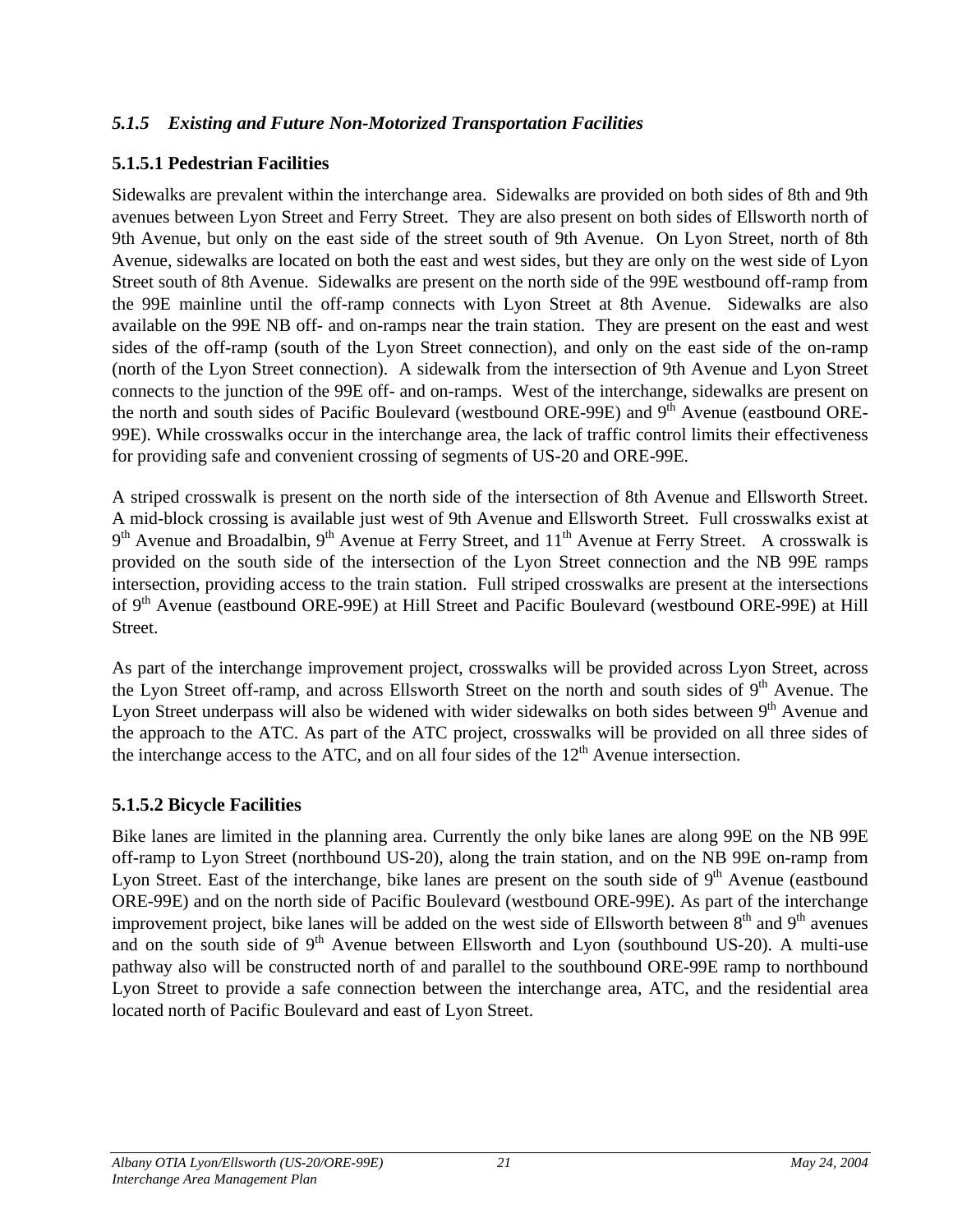### *5.1.5 Existing and Future Non-Motorized Transportation Facilities*

#### 5.1.5.1 Pedestrian Facilities

Sidewalks are prevalent within the interchange area. Sidewalks are provided on both sides of 8th and 9th avenues between Lyon Street and Ferry Street. They are also present on both sides of Ellsworth north of 9th Avenue, but only on the east side of the street south of 9th Avenue. On Lyon Street, north of 8th Avenue, sidewalks are located on both the east and west sides, but they are only on the west side of Lyon Street south of 8th Avenue. Sidewalks are present on the north side of the 99E westbound off-ramp from the 99E mainline until the off-ramp connects with Lyon Street at 8th Avenue. Sidewalks are also available on the 99E NB off- and on-ramps near the train station. They are present on the east and west sides of the off-ramp (south of the Lyon Street connection), and only on the east side of the on-ramp (north of the Lyon Street connection). A sidewalk from the intersection of 9th Avenue and Lyon Street connects to the junction of the 99E off- and on-ramps. West of the interchange, sidewalks are present on the north and south sides of Pacific Boulevard (westbound ORE-99E) and 9th Avenue (eastbound ORE-99E). While crosswalks occur in the interchange area, the lack of traffic control limits their effectiveness for providing safe and convenient crossing of segments of US-20 and ORE-99E.

A striped crosswalk is present on the north side of the intersection of 8th Avenue and Ellsworth Street. A mid-block crossing is available just west of 9th Avenue and Ellsworth Street. Full crosswalks exist at 9th Avenue and Broadalbin, 9th Avenue at Ferry Street, and 11th Avenue at Ferry Street. A crosswalk is provided on the south side of the intersection of the Lyon Street connection and the NB 99E ramps intersection, providing access to the train station. Full striped crosswalks are present at the intersections of 9th Avenue (eastbound ORE-99E) at Hill Street and Pacific Boulevard (westbound ORE-99E) at Hill Street.

As part of the interchange improvement project, crosswalks will be provided across Lyon Street, across the Lyon Street off-ramp, and across Ellsworth Street on the north and south sides of 9th Avenue. The Lyon Street underpass will also be widened with wider sidewalks on both sides between 9th Avenue and the approach to the ATC. As part of the ATC project, crosswalks will be provided on all three sides of the interchange access to the ATC, and on all four sides of the 12th Avenue intersection.

#### 5.1.5.2 Bicycle Facilities

Bike lanes are limited in the planning area. Currently the only bike lanes are along 99E on the NB 99E off-ramp to Lyon Street (northbound US-20), along the train station, and on the NB 99E on-ramp from Lyon Street. East of the interchange, bike lanes are present on the south side of 9th Avenue (eastbound ORE-99E) and on the north side of Pacific Boulevard (westbound ORE-99E). As part of the interchange improvement project, bike lanes will be added on the west side of Ellsworth between 8th and 9th avenues and on the south side of 9th Avenue between Ellsworth and Lyon (southbound US-20). A multi-use pathway also will be constructed north of and parallel to the southbound ORE-99E ramp to northbound Lyon Street to provide a safe connection between the interchange area, ATC, and the residential area located north of Pacific Boulevard and east of Lyon Street.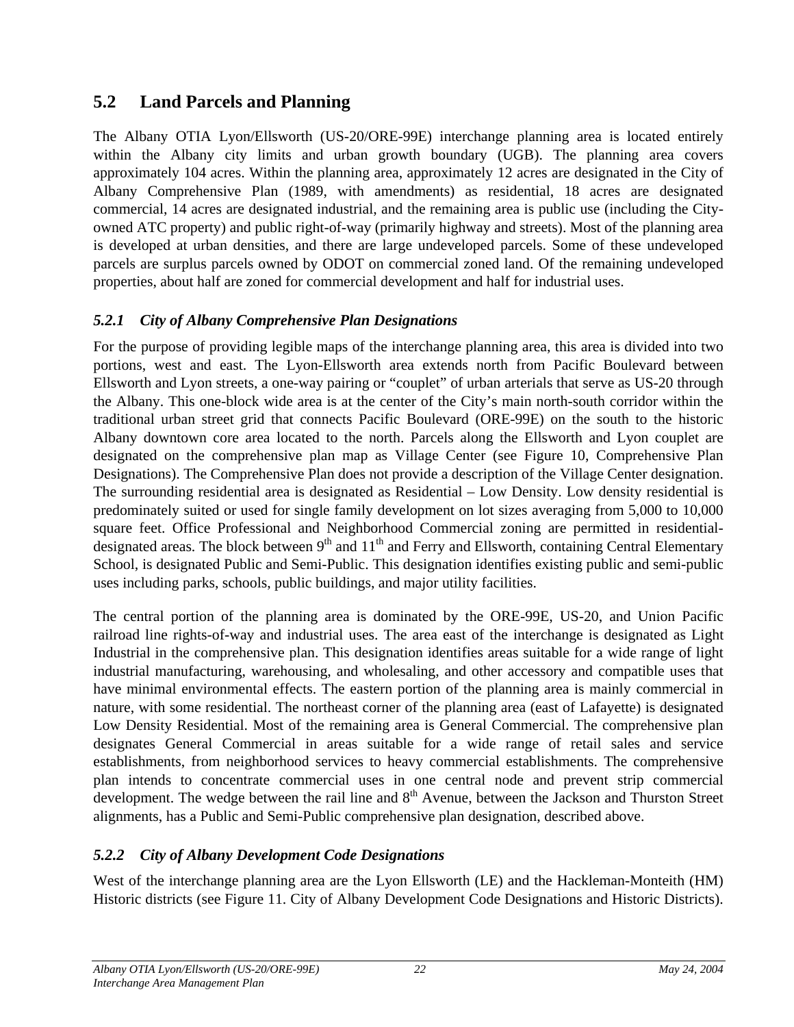## 5.2 Land Parcels and Planning

The Albany OTIA Lyon/Ellsworth (US-20/ORE-99E) interchange planning area is located entirely within the Albany city limits and urban growth boundary (UGB). The planning area covers approximately 104 acres. Within the planning area, approximately 12 acres are designated in the City of Albany Comprehensive Plan (1989, with amendments) as residential, 18 acres are designated commercial, 14 acres are designated industrial, and the remaining area is public use (including the City-owned ATC property) and public right-of-way (primarily highway and streets). Most of the planning area is developed at urban densities, and there are large undeveloped parcels. Some of these undeveloped parcels are surplus parcels owned by ODOT on commercial zoned land. Of the remaining undeveloped properties, about half are zoned for commercial development and half for industrial uses.

### *5.2.1 City of Albany Comprehensive Plan Designations*

For the purpose of providing legible maps of the interchange planning area, this area is divided into two portions, west and east. The Lyon-Ellsworth area extends north from Pacific Boulevard between Ellsworth and Lyon streets, a one-way pairing or "couplet" of urban arterials that serve as US-20 through the Albany. This one-block wide area is at the center of the City's main north-south corridor within the traditional urban street grid that connects Pacific Boulevard (ORE-99E) on the south to the historic Albany downtown core area located to the north. Parcels along the Ellsworth and Lyon couplet are designated on the comprehensive plan map as Village Center (see Figure 10, Comprehensive Plan Designations). The Comprehensive Plan does not provide a description of the Village Center designation. The surrounding residential area is designated as Residential – Low Density. Low density residential is predominately suited or used for single family development on lot sizes averaging from 5,000 to 10,000 square feet. Office Professional and Neighborhood Commercial zoning are permitted in residential-designated areas. The block between 9th and 11th and Ferry and Ellsworth, containing Central Elementary School, is designated Public and Semi-Public. This designation identifies existing public and semi-public uses including parks, schools, public buildings, and major utility facilities.

The central portion of the planning area is dominated by the ORE-99E, US-20, and Union Pacific railroad line rights-of-way and industrial uses. The area east of the interchange is designated as Light Industrial in the comprehensive plan. This designation identifies areas suitable for a wide range of light industrial manufacturing, warehousing, and wholesaling, and other accessory and compatible uses that have minimal environmental effects. The eastern portion of the planning area is mainly commercial in nature, with some residential. The northeast corner of the planning area (east of Lafayette) is designated Low Density Residential. Most of the remaining area is General Commercial. The comprehensive plan designates General Commercial in areas suitable for a wide range of retail sales and service establishments, from neighborhood services to heavy commercial establishments. The comprehensive plan intends to concentrate commercial uses in one central node and prevent strip commercial development. The wedge between the rail line and 8th Avenue, between the Jackson and Thurston Street alignments, has a Public and Semi-Public comprehensive plan designation, described above.

### *5.2.2 City of Albany Development Code Designations*

West of the interchange planning area are the Lyon Ellsworth (LE) and the Hackleman-Monteith (HM) Historic districts (see Figure 11. City of Albany Development Code Designations and Historic Districts).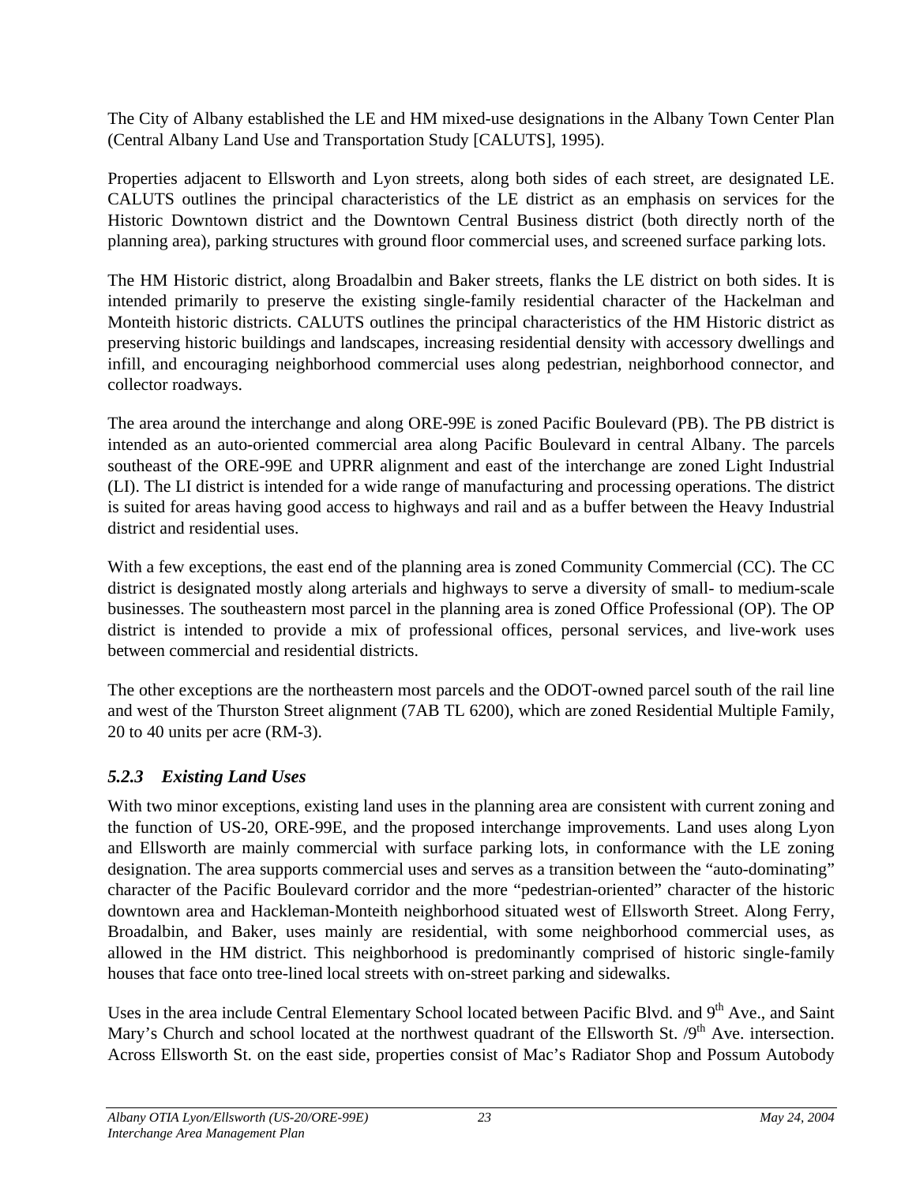The City of Albany established the LE and HM mixed-use designations in the Albany Town Center Plan (Central Albany Land Use and Transportation Study [CALUTS], 1995).

Properties adjacent to Ellsworth and Lyon streets, along both sides of each street, are designated LE. CALUTS outlines the principal characteristics of the LE district as an emphasis on services for the Historic Downtown district and the Downtown Central Business district (both directly north of the planning area), parking structures with ground floor commercial uses, and screened surface parking lots.

The HM Historic district, along Broadalbin and Baker streets, flanks the LE district on both sides. It is intended primarily to preserve the existing single-family residential character of the Hackelman and Monteith historic districts. CALUTS outlines the principal characteristics of the HM Historic district as preserving historic buildings and landscapes, increasing residential density with accessory dwellings and infill, and encouraging neighborhood commercial uses along pedestrian, neighborhood connector, and collector roadways.

The area around the interchange and along ORE-99E is zoned Pacific Boulevard (PB). The PB district is intended as an auto-oriented commercial area along Pacific Boulevard in central Albany. The parcels southeast of the ORE-99E and UPRR alignment and east of the interchange are zoned Light Industrial (LI). The LI district is intended for a wide range of manufacturing and processing operations. The district is suited for areas having good access to highways and rail and as a buffer between the Heavy Industrial district and residential uses.

With a few exceptions, the east end of the planning area is zoned Community Commercial (CC). The CC district is designated mostly along arterials and highways to serve a diversity of small- to medium-scale businesses. The southeastern most parcel in the planning area is zoned Office Professional (OP). The OP district is intended to provide a mix of professional offices, personal services, and live-work uses between commercial and residential districts.

The other exceptions are the northeastern most parcels and the ODOT-owned parcel south of the rail line and west of the Thurston Street alignment (7AB TL 6200), which are zoned Residential Multiple Family, 20 to 40 units per acre (RM-3).

### *5.2.3 Existing Land Uses*

With two minor exceptions, existing land uses in the planning area are consistent with current zoning and the function of US-20, ORE-99E, and the proposed interchange improvements. Land uses along Lyon and Ellsworth are mainly commercial with surface parking lots, in conformance with the LE zoning designation. The area supports commercial uses and serves as a transition between the "auto-dominating" character of the Pacific Boulevard corridor and the more "pedestrian-oriented" character of the historic downtown area and Hackleman-Monteith neighborhood situated west of Ellsworth Street. Along Ferry, Broadalbin, and Baker, uses mainly are residential, with some neighborhood commercial uses, as allowed in the HM district. This neighborhood is predominantly comprised of historic single-family houses that face onto tree-lined local streets with on-street parking and sidewalks.

Uses in the area include Central Elementary School located between Pacific Blvd. and 9th Ave., and Saint Mary's Church and school located at the northwest quadrant of the Ellsworth St. /9th Ave. intersection. Across Ellsworth St. on the east side, properties consist of Mac's Radiator Shop and Possum Autobody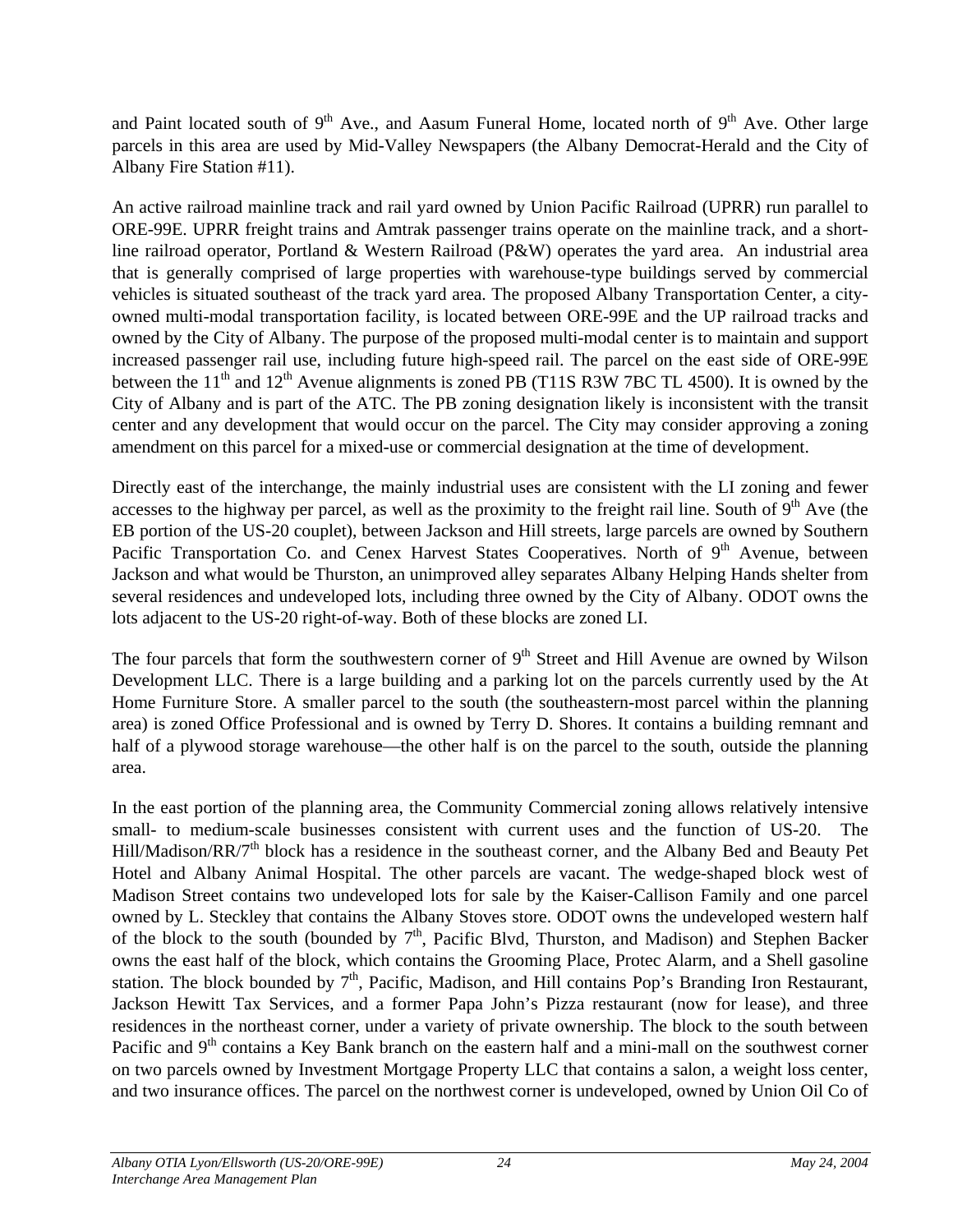and Paint located south of 9th Ave., and Aasum Funeral Home, located north of 9th Ave. Other large parcels in this area are used by Mid-Valley Newspapers (the Albany Democrat-Herald and the City of Albany Fire Station #11).

An active railroad mainline track and rail yard owned by Union Pacific Railroad (UPRR) run parallel to ORE-99E. UPRR freight trains and Amtrak passenger trains operate on the mainline track, and a short-line railroad operator, Portland & Western Railroad (P&W) operates the yard area. An industrial area that is generally comprised of large properties with warehouse-type buildings served by commercial vehicles is situated southeast of the track yard area. The proposed Albany Transportation Center, a city-owned multi-modal transportation facility, is located between ORE-99E and the UP railroad tracks and owned by the City of Albany. The purpose of the proposed multi-modal center is to maintain and support increased passenger rail use, including future high-speed rail. The parcel on the east side of ORE-99E between the 11th and 12th Avenue alignments is zoned PB (T11S R3W 7BC TL 4500). It is owned by the City of Albany and is part of the ATC. The PB zoning designation likely is inconsistent with the transit center and any development that would occur on the parcel. The City may consider approving a zoning amendment on this parcel for a mixed-use or commercial designation at the time of development.

Directly east of the interchange, the mainly industrial uses are consistent with the LI zoning and fewer accesses to the highway per parcel, as well as the proximity to the freight rail line. South of 9th Ave (the EB portion of the US-20 couplet), between Jackson and Hill streets, large parcels are owned by Southern Pacific Transportation Co. and Cenex Harvest States Cooperatives. North of 9th Avenue, between Jackson and what would be Thurston, an unimproved alley separates Albany Helping Hands shelter from several residences and undeveloped lots, including three owned by the City of Albany. ODOT owns the lots adjacent to the US-20 right-of-way. Both of these blocks are zoned LI.

The four parcels that form the southwestern corner of 9th Street and Hill Avenue are owned by Wilson Development LLC. There is a large building and a parking lot on the parcels currently used by the At Home Furniture Store. A smaller parcel to the south (the southeastern-most parcel within the planning area) is zoned Office Professional and is owned by Terry D. Shores. It contains a building remnant and half of a plywood storage warehouse—the other half is on the parcel to the south, outside the planning area.

In the east portion of the planning area, the Community Commercial zoning allows relatively intensive small- to medium-scale businesses consistent with current uses and the function of US-20. The Hill/Madison/RR/7th block has a residence in the southeast corner, and the Albany Bed and Beauty Pet Hotel and Albany Animal Hospital. The other parcels are vacant. The wedge-shaped block west of Madison Street contains two undeveloped lots for sale by the Kaiser-Callison Family and one parcel owned by L. Steckley that contains the Albany Stoves store. ODOT owns the undeveloped western half of the block to the south (bounded by 7th, Pacific Blvd, Thurston, and Madison) and Stephen Backer owns the east half of the block, which contains the Grooming Place, Protec Alarm, and a Shell gasoline station. The block bounded by 7th, Pacific, Madison, and Hill contains Pop's Branding Iron Restaurant, Jackson Hewitt Tax Services, and a former Papa John's Pizza restaurant (now for lease), and three residences in the northeast corner, under a variety of private ownership. The block to the south between Pacific and 9th contains a Key Bank branch on the eastern half and a mini-mall on the southwest corner on two parcels owned by Investment Mortgage Property LLC that contains a salon, a weight loss center, and two insurance offices. The parcel on the northwest corner is undeveloped, owned by Union Oil Co of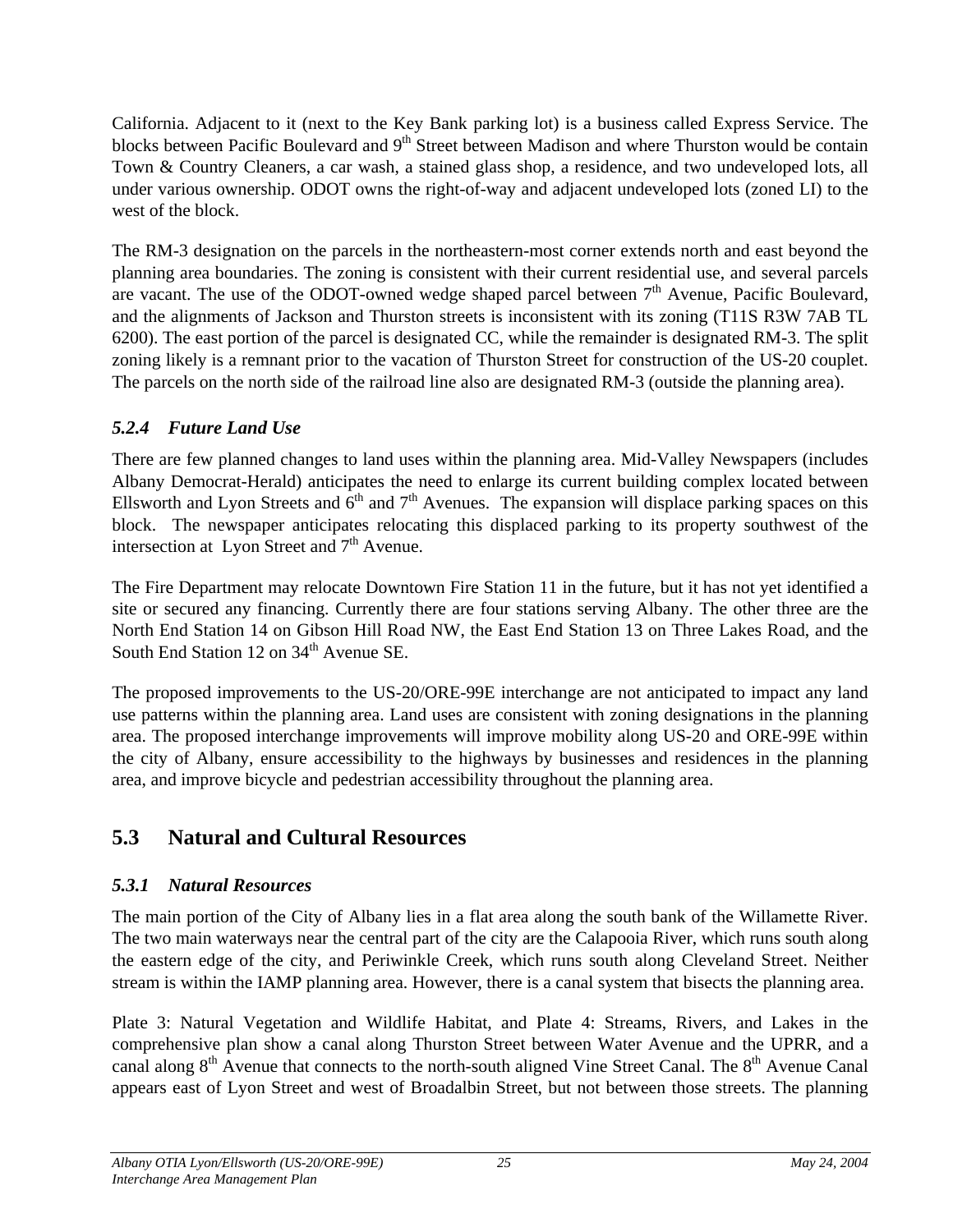California. Adjacent to it (next to the Key Bank parking lot) is a business called Express Service. The blocks between Pacific Boulevard and 9th Street between Madison and where Thurston would be contain Town & Country Cleaners, a car wash, a stained glass shop, a residence, and two undeveloped lots, all under various ownership. ODOT owns the right-of-way and adjacent undeveloped lots (zoned LI) to the west of the block.

The RM-3 designation on the parcels in the northeastern-most corner extends north and east beyond the planning area boundaries. The zoning is consistent with their current residential use, and several parcels are vacant. The use of the ODOT-owned wedge shaped parcel between 7th Avenue, Pacific Boulevard, and the alignments of Jackson and Thurston streets is inconsistent with its zoning (T11S R3W 7AB TL 6200). The east portion of the parcel is designated CC, while the remainder is designated RM-3. The split zoning likely is a remnant prior to the vacation of Thurston Street for construction of the US-20 couplet. The parcels on the north side of the railroad line also are designated RM-3 (outside the planning area).

### *5.2.4 Future Land Use*

There are few planned changes to land uses within the planning area. Mid-Valley Newspapers (includes Albany Democrat-Herald) anticipates the need to enlarge its current building complex located between Ellsworth and Lyon Streets and 6th and 7th Avenues. The expansion will displace parking spaces on this block. The newspaper anticipates relocating this displaced parking to its property southwest of the intersection at Lyon Street and 7th Avenue.

The Fire Department may relocate Downtown Fire Station 11 in the future, but it has not yet identified a site or secured any financing. Currently there are four stations serving Albany. The other three are the North End Station 14 on Gibson Hill Road NW, the East End Station 13 on Three Lakes Road, and the South End Station 12 on 34th Avenue SE.

The proposed improvements to the US-20/ORE-99E interchange are not anticipated to impact any land use patterns within the planning area. Land uses are consistent with zoning designations in the planning area. The proposed interchange improvements will improve mobility along US-20 and ORE-99E within the city of Albany, ensure accessibility to the highways by businesses and residences in the planning area, and improve bicycle and pedestrian accessibility throughout the planning area.

## 5.3 Natural and Cultural Resources

### *5.3.1 Natural Resources*

The main portion of the City of Albany lies in a flat area along the south bank of the Willamette River. The two main waterways near the central part of the city are the Calapooia River, which runs south along the eastern edge of the city, and Periwinkle Creek, which runs south along Cleveland Street. Neither stream is within the IAMP planning area. However, there is a canal system that bisects the planning area.

Plate 3: Natural Vegetation and Wildlife Habitat, and Plate 4: Streams, Rivers, and Lakes in the comprehensive plan show a canal along Thurston Street between Water Avenue and the UPRR, and a canal along 8th Avenue that connects to the north-south aligned Vine Street Canal. The 8th Avenue Canal appears east of Lyon Street and west of Broadalbin Street, but not between those streets. The planning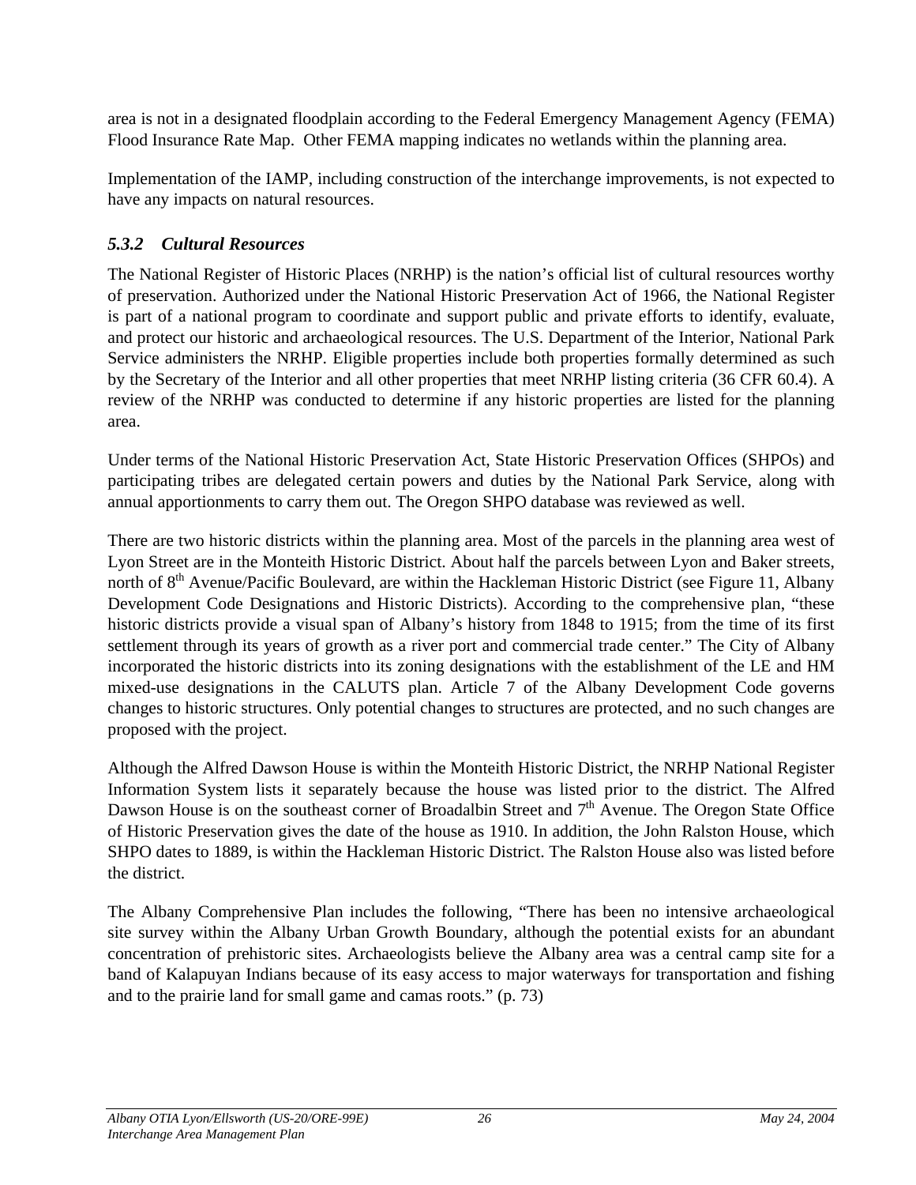area is not in a designated floodplain according to the Federal Emergency Management Agency (FEMA) Flood Insurance Rate Map. Other FEMA mapping indicates no wetlands within the planning area.

Implementation of the IAMP, including construction of the interchange improvements, is not expected to have any impacts on natural resources.

### *5.3.2 Cultural Resources*

The National Register of Historic Places (NRHP) is the nation's official list of cultural resources worthy of preservation. Authorized under the National Historic Preservation Act of 1966, the National Register is part of a national program to coordinate and support public and private efforts to identify, evaluate, and protect our historic and archaeological resources. The U.S. Department of the Interior, National Park Service administers the NRHP. Eligible properties include both properties formally determined as such by the Secretary of the Interior and all other properties that meet NRHP listing criteria (36 CFR 60.4). A review of the NRHP was conducted to determine if any historic properties are listed for the planning area.

Under terms of the National Historic Preservation Act, State Historic Preservation Offices (SHPOs) and participating tribes are delegated certain powers and duties by the National Park Service, along with annual apportionments to carry them out. The Oregon SHPO database was reviewed as well.

There are two historic districts within the planning area. Most of the parcels in the planning area west of Lyon Street are in the Monteith Historic District. About half the parcels between Lyon and Baker streets, north of 8th Avenue/Pacific Boulevard, are within the Hackleman Historic District (see Figure 11, Albany Development Code Designations and Historic Districts). According to the comprehensive plan, "these historic districts provide a visual span of Albany's history from 1848 to 1915; from the time of its first settlement through its years of growth as a river port and commercial trade center." The City of Albany incorporated the historic districts into its zoning designations with the establishment of the LE and HM mixed-use designations in the CALUTS plan. Article 7 of the Albany Development Code governs changes to historic structures. Only potential changes to structures are protected, and no such changes are proposed with the project.

Although the Alfred Dawson House is within the Monteith Historic District, the NRHP National Register Information System lists it separately because the house was listed prior to the district. The Alfred Dawson House is on the southeast corner of Broadalbin Street and 7th Avenue. The Oregon State Office of Historic Preservation gives the date of the house as 1910. In addition, the John Ralston House, which SHPO dates to 1889, is within the Hackleman Historic District. The Ralston House also was listed before the district.

The Albany Comprehensive Plan includes the following, "There has been no intensive archaeological site survey within the Albany Urban Growth Boundary, although the potential exists for an abundant concentration of prehistoric sites. Archaeologists believe the Albany area was a central camp site for a band of Kalapuyan Indians because of its easy access to major waterways for transportation and fishing and to the prairie land for small game and camas roots." (p. 73)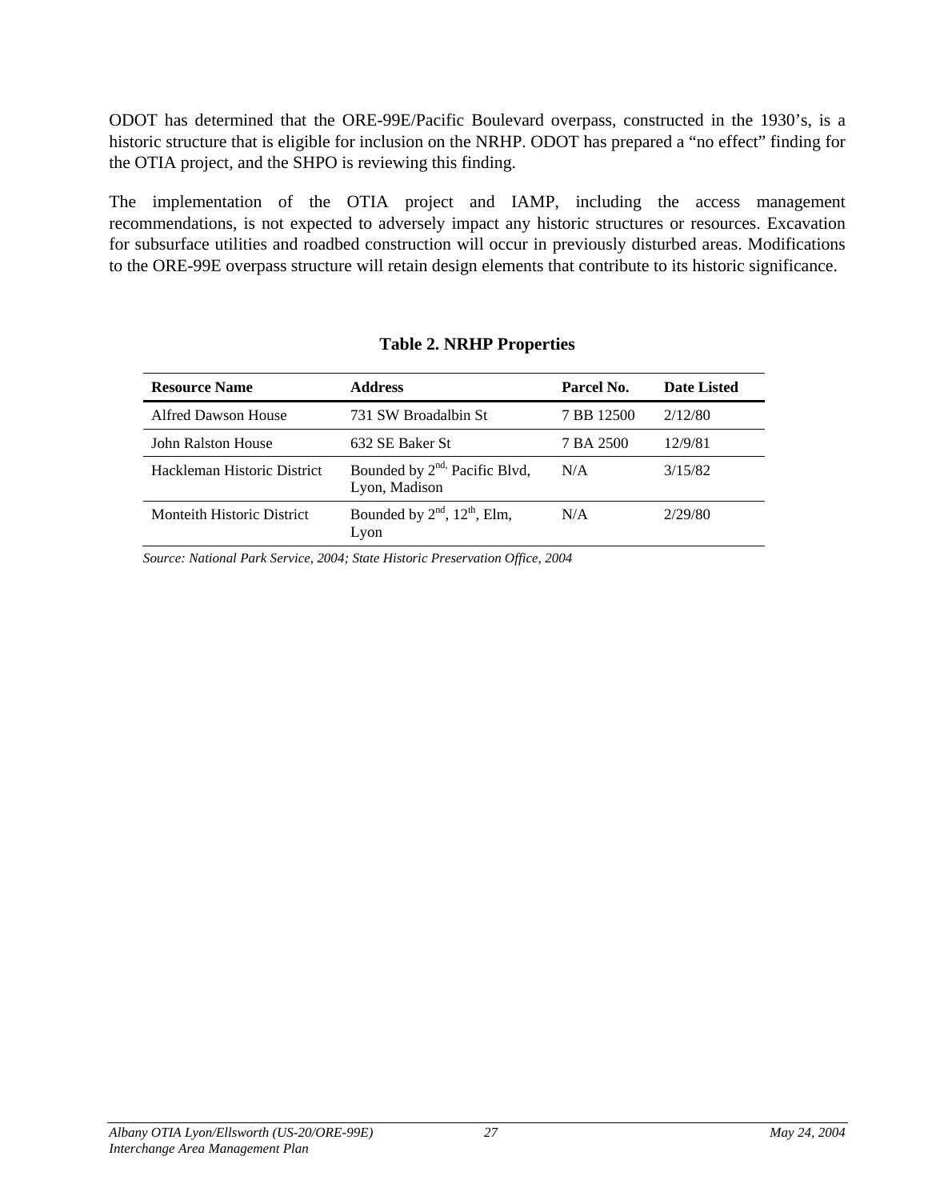ODOT has determined that the ORE-99E/Pacific Boulevard overpass, constructed in the 1930's, is a historic structure that is eligible for inclusion on the NRHP. ODOT has prepared a "no effect" finding for the OTIA project, and the SHPO is reviewing this finding.

The implementation of the OTIA project and IAMP, including the access management recommendations, is not expected to adversely impact any historic structures or resources. Excavation for subsurface utilities and roadbed construction will occur in previously disturbed areas. Modifications to the ORE-99E overpass structure will retain design elements that contribute to its historic significance.

**Table 2. NRHP Properties**

| Resource Name | Address | Parcel No. | Date Listed |
|---|---|---|---|
| Alfred Dawson House | 731 SW Broadalbin St | 7 BB 12500 | 2/12/80 |
| John Ralston House | 632 SE Baker St | 7 BA 2500 | 12/9/81 |
| Hackleman Historic District | Bounded by 2nd, Pacific Blvd, Lyon, Madison | N/A | 3/15/82 |
| Monteith Historic District | Bounded by 2nd, 12th, Elm, Lyon | N/A | 2/29/80 |

*Source: National Park Service, 2004; State Historic Preservation Office, 2004*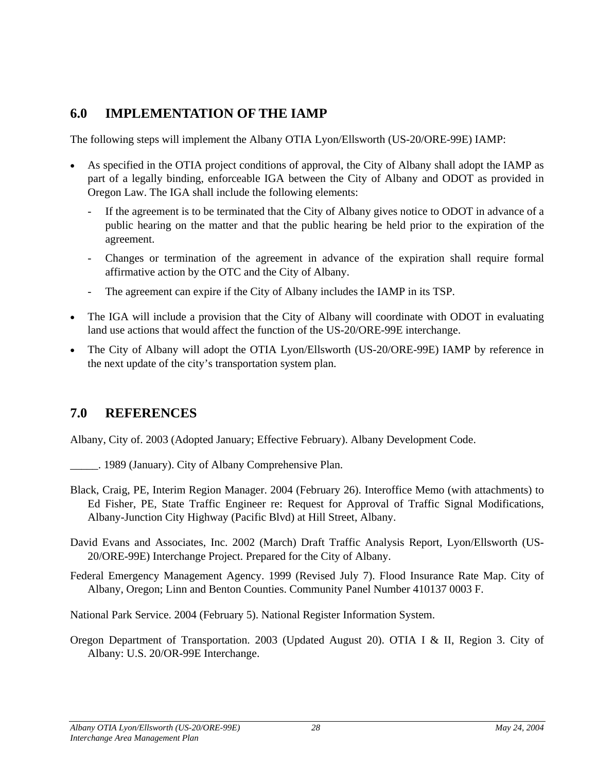## 6.0 IMPLEMENTATION OF THE IAMP

The following steps will implement the Albany OTIA Lyon/Ellsworth (US-20/ORE-99E) IAMP:

- As specified in the OTIA project conditions of approval, the City of Albany shall adopt the IAMP as part of a legally binding, enforceable IGA between the City of Albany and ODOT as provided in Oregon Law. The IGA shall include the following elements:
  - If the agreement is to be terminated that the City of Albany gives notice to ODOT in advance of a public hearing on the matter and that the public hearing be held prior to the expiration of the agreement.
  - Changes or termination of the agreement in advance of the expiration shall require formal affirmative action by the OTC and the City of Albany.
  - The agreement can expire if the City of Albany includes the IAMP in its TSP.
- The IGA will include a provision that the City of Albany will coordinate with ODOT in evaluating land use actions that would affect the function of the US-20/ORE-99E interchange.
- The City of Albany will adopt the OTIA Lyon/Ellsworth (US-20/ORE-99E) IAMP by reference in the next update of the city's transportation system plan.

## 7.0 REFERENCES

Albany, City of. 2003 (Adopted January; Effective February). Albany Development Code.

_____. 1989 (January). City of Albany Comprehensive Plan.

Black, Craig, PE, Interim Region Manager. 2004 (February 26). Interoffice Memo (with attachments) to Ed Fisher, PE, State Traffic Engineer re: Request for Approval of Traffic Signal Modifications, Albany-Junction City Highway (Pacific Blvd) at Hill Street, Albany.

David Evans and Associates, Inc. 2002 (March) Draft Traffic Analysis Report, Lyon/Ellsworth (US-20/ORE-99E) Interchange Project. Prepared for the City of Albany.

Federal Emergency Management Agency. 1999 (Revised July 7). Flood Insurance Rate Map. City of Albany, Oregon; Linn and Benton Counties. Community Panel Number 410137 0003 F.

National Park Service. 2004 (February 5). National Register Information System.

Oregon Department of Transportation. 2003 (Updated August 20). OTIA I & II, Region 3. City of Albany: U.S. 20/OR-99E Interchange.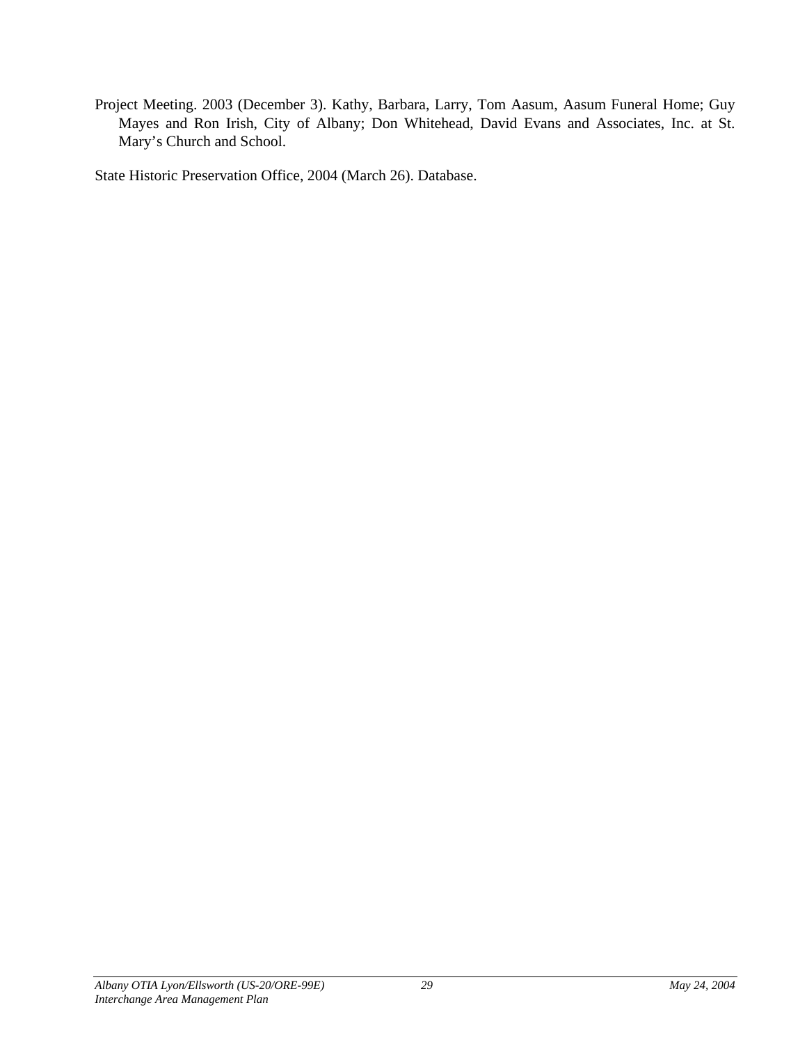Project Meeting. 2003 (December 3). Kathy, Barbara, Larry, Tom Aasum, Aasum Funeral Home; Guy Mayes and Ron Irish, City of Albany; Don Whitehead, David Evans and Associates, Inc. at St. Mary's Church and School.

State Historic Preservation Office, 2004 (March 26). Database.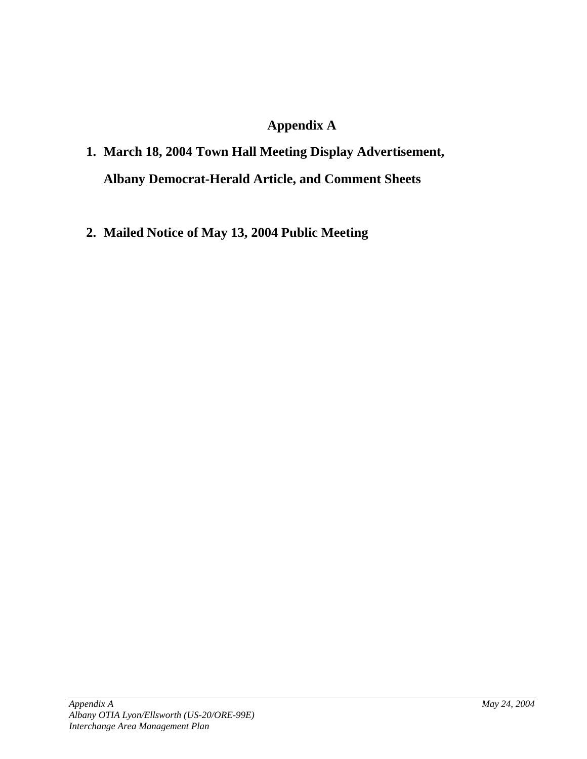# Appendix A

1. **March 18, 2004 Town Hall Meeting Display Advertisement, Albany Democrat-Herald Article, and Comment Sheets**

2. **Mailed Notice of May 13, 2004 Public Meeting**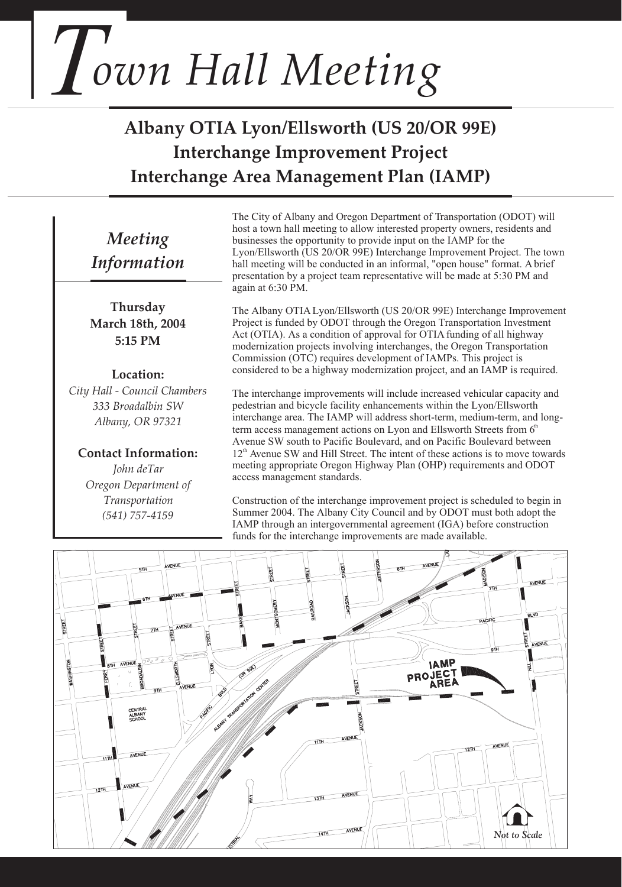# Town Hall Meeting

## Albany OTIA Lyon/Ellsworth (US 20/OR 99E) Interchange Improvement Project Interchange Area Management Plan (IAMP)

### *Meeting Information*

**Thursday**
**March 18th, 2004**
**5:15 PM**

**Location:**
*City Hall - Council Chambers*
*333 Broadalbin SW*
*Albany, OR 97321*

**Contact Information:**
*John deTar*
*Oregon Department of Transportation*
*(541) 757-4159*

The City of Albany and Oregon Department of Transportation (ODOT) will host a town hall meeting to allow interested property owners, residents and businesses the opportunity to provide input on the IAMP for the Lyon/Ellsworth (US 20/OR 99E) Interchange Improvement Project. The town hall meeting will be conducted in an informal, "open house" format. A brief presentation by a project team representative will be made at 5:30 PM and again at 6:30 PM.

The Albany OTIA Lyon/Ellsworth (US 20/OR 99E) Interchange Improvement Project is funded by ODOT through the Oregon Transportation Investment Act (OTIA). As a condition of approval for OTIA funding of all highway modernization projects involving interchanges, the Oregon Transportation Commission (OTC) requires development of IAMPs. This project is considered to be a highway modernization project, and an IAMP is required.

The interchange improvements will include increased vehicular capacity and pedestrian and bicycle facility enhancements within the Lyon/Ellsworth interchange area. The IAMP will address short-term, medium-term, and long-term access management actions on Lyon and Ellsworth Streets from 6th Avenue SW south to Pacific Boulevard, and on Pacific Boulevard between 12th Avenue SW and Hill Street. The intent of these actions is to move towards meeting appropriate Oregon Highway Plan (OHP) requirements and ODOT access management standards.

Construction of the interchange improvement project is scheduled to begin in Summer 2004. The Albany City Council and by ODOT must both adopt the IAMP through an intergovernmental agreement (IGA) before construction funds for the interchange improvements are made available.

IAMP PROJECT AREA

*Not to Scale*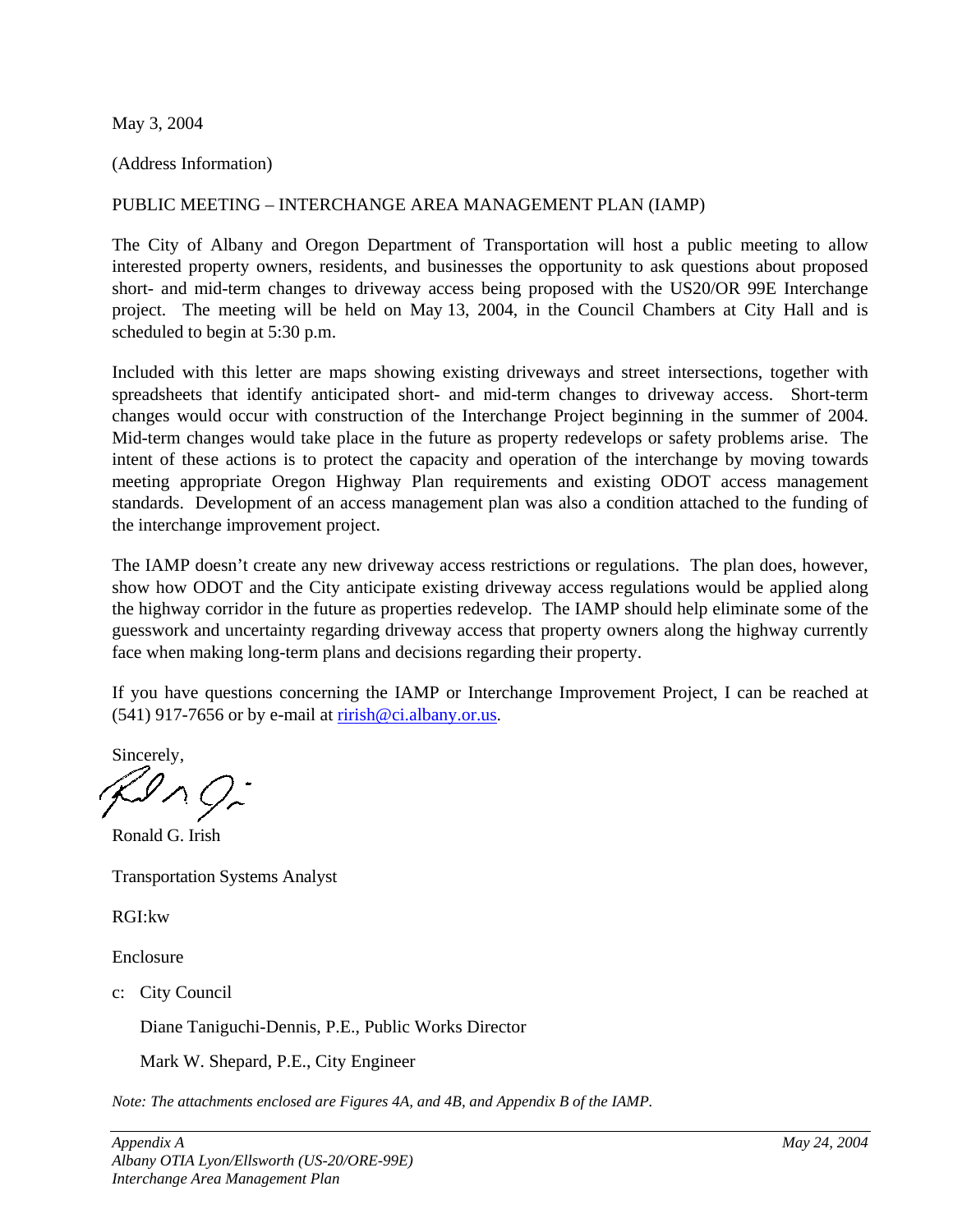May 3, 2004

(Address Information)

PUBLIC MEETING – INTERCHANGE AREA MANAGEMENT PLAN (IAMP)

The City of Albany and Oregon Department of Transportation will host a public meeting to allow interested property owners, residents, and businesses the opportunity to ask questions about proposed short- and mid-term changes to driveway access being proposed with the US20/OR 99E Interchange project. The meeting will be held on May 13, 2004, in the Council Chambers at City Hall and is scheduled to begin at 5:30 p.m.

Included with this letter are maps showing existing driveways and street intersections, together with spreadsheets that identify anticipated short- and mid-term changes to driveway access. Short-term changes would occur with construction of the Interchange Project beginning in the summer of 2004. Mid-term changes would take place in the future as property redevelops or safety problems arise. The intent of these actions is to protect the capacity and operation of the interchange by moving towards meeting appropriate Oregon Highway Plan requirements and existing ODOT access management standards. Development of an access management plan was also a condition attached to the funding of the interchange improvement project.

The IAMP doesn't create any new driveway access restrictions or regulations. The plan does, however, show how ODOT and the City anticipate existing driveway access regulations would be applied along the highway corridor in the future as properties redevelop. The IAMP should help eliminate some of the guesswork and uncertainty regarding driveway access that property owners along the highway currently face when making long-term plans and decisions regarding their property.

If you have questions concerning the IAMP or Interchange Improvement Project, I can be reached at (541) 917-7656 or by e-mail at rirish@ci.albany.or.us.

Sincerely,

Ronald G. Irish

Transportation Systems Analyst

RGI:kw

Enclosure

c: City Council

Diane Taniguchi-Dennis, P.E., Public Works Director

Mark W. Shepard, P.E., City Engineer

*Note: The attachments enclosed are Figures 4A, and 4B, and Appendix B of the IAMP.*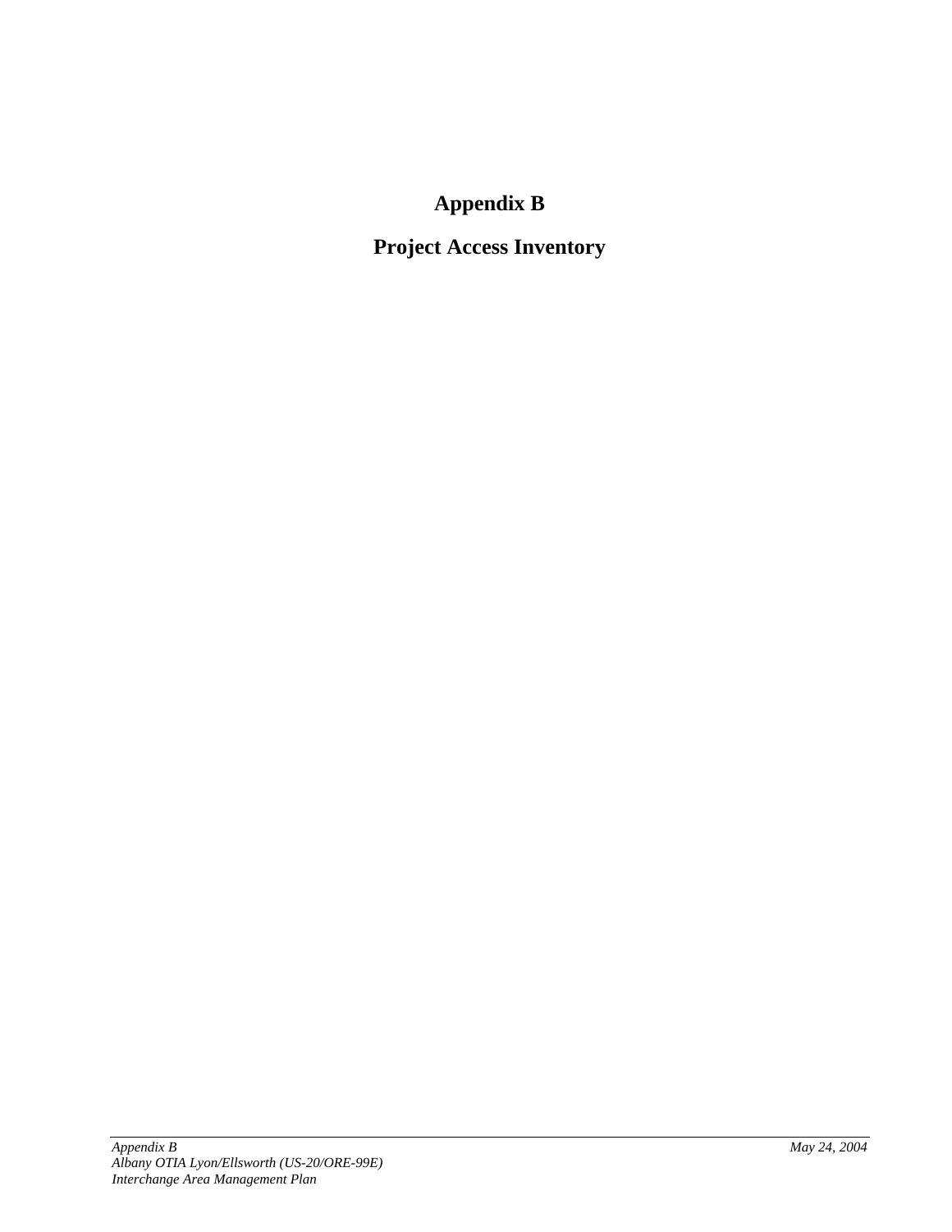# Appendix B

## Project Access Inventory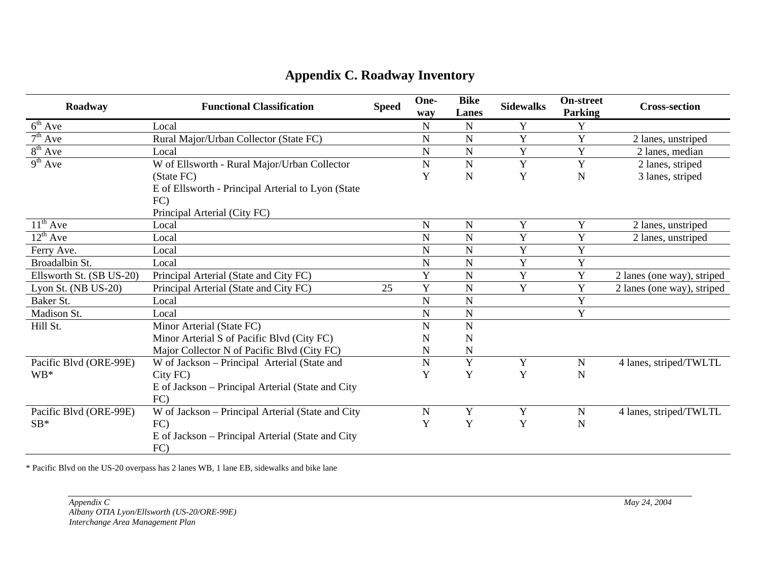## Appendix C. Roadway Inventory

| Roadway | Functional Classification | Speed | One-way | Bike Lanes | Sidewalks | On-street Parking | Cross-section |
|---|---|---|---|---|---|---|---|
| 6th Ave | Local | | N | N | Y | Y | |
| 7th Ave | Rural Major/Urban Collector (State FC) | | N | N | Y | Y | 2 lanes, unstriped |
| 8th Ave | Local | | N | N | Y | Y | 2 lanes, median |
| 9th Ave | W of Ellsworth - Rural Major/Urban Collector (State FC)<br>E of Ellsworth - Principal Arterial to Lyon (State FC)<br>Principal Arterial (City FC) | | N<br>Y | N<br>N | Y<br>Y | Y<br>N | 2 lanes, striped<br>3 lanes, striped |
| 11th Ave | Local | | N | N | Y | Y | 2 lanes, unstriped |
| 12th Ave | Local | | N | N | Y | Y | 2 lanes, unstriped |
| Ferry Ave. | Local | | N | N | Y | Y | |
| Broadalbin St. | Local | | N | N | Y | Y | |
| Ellsworth St. (SB US-20) | Principal Arterial (State and City FC) | | Y | N | Y | Y | 2 lanes (one way), striped |
| Lyon St. (NB US-20) | Principal Arterial (State and City FC) | 25 | Y | N | Y | Y | 2 lanes (one way), striped |
| Baker St. | Local | | N | N | | Y | |
| Madison St. | Local | | N | N | | Y | |
| Hill St. | Minor Arterial (State FC)<br>Minor Arterial S of Pacific Blvd (City FC)<br>Major Collector N of Pacific Blvd (City FC) | | N<br>N<br>N | N<br>N<br>N | | | |
| Pacific Blvd (ORE-99E) WB* | W of Jackson – Principal Arterial (State and City FC)<br>E of Jackson – Principal Arterial (State and City FC) | | N<br>Y | Y<br>Y | Y<br>Y | N<br>N | 4 lanes, striped/TWLTL |
| Pacific Blvd (ORE-99E) SB* | W of Jackson – Principal Arterial (State and City FC)<br>E of Jackson – Principal Arterial (State and City FC) | | N<br>Y | Y<br>Y | Y<br>Y | N<br>N | 4 lanes, striped/TWLTL |

* Pacific Blvd on the US-20 overpass has 2 lanes WB, 1 lane EB, sidewalks and bike lane